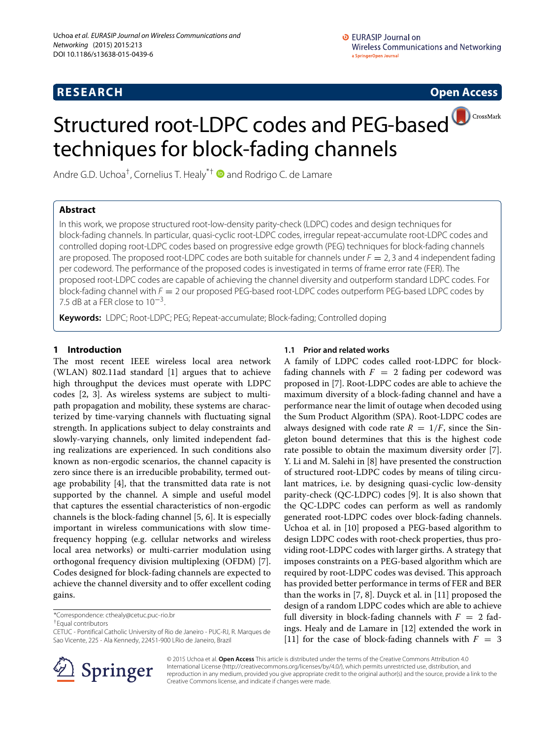RESEARCH Open Access

# Structured root-LDPC codes and PEG-based techniques for block-fading channels

Andre G.D. Uchoa[†], Cornelius T. Healy[*†] and Rodrigo C. de Lamare

## Abstract

In this work, we propose structured root-low-density parity-check (LDPC) codes and design techniques for block-fading channels. In particular, quasi-cyclic root-LDPC codes, irregular repeat-accumulate root-LDPC codes and controlled doping root-LDPC codes based on progressive edge growth (PEG) techniques for block-fading channels are proposed. The proposed root-LDPC codes are both suitable for channels under $F = 2, 3$ and 4 independent fading per codeword. The performance of the proposed codes is investigated in terms of frame error rate (FER). The proposed root-LDPC codes are capable of achieving the channel diversity and outperform standard LDPC codes. For block-fading channel with $F = 2$ our proposed PEG-based root-LDPC codes outperform PEG-based LDPC codes by 7.5 dB at a FER close to $10^{-3}$.

**Keywords:** LDPC; Root-LDPC; PEG; Repeat-accumulate; Block-fading; Controlled doping

## 1 Introduction

The most recent IEEE wireless local area network (WLAN) 802.11ad standard [1] argues that to achieve high throughput the devices must operate with LDPC codes [2, 3]. As wireless systems are subject to multipath propagation and mobility, these systems are characterized by time-varying channels with fluctuating signal strength. In applications subject to delay constraints and slowly-varying channels, only limited independent fading realizations are experienced. In such conditions also known as non-ergodic scenarios, the channel capacity is zero since there is an irreducible probability, termed outage probability [4], that the transmitted data rate is not supported by the channel. A simple and useful model that captures the essential characteristics of non-ergodic channels is the block-fading channel [5, 6]. It is especially important in wireless communications with slow time-frequency hopping (e.g. cellular networks and wireless local area networks) or multi-carrier modulation using orthogonal frequency division multiplexing (OFDM) [7]. Codes designed for block-fading channels are expected to achieve the channel diversity and to offer excellent coding gains.

### 1.1 Prior and related works

A family of LDPC codes called root-LDPC for block-fading channels with $F = 2$ fading per codeword was proposed in [7]. Root-LDPC codes are able to achieve the maximum diversity of a block-fading channel and have a performance near the limit of outage when decoded using the Sum Product Algorithm (SPA). Root-LDPC codes are always designed with code rate $R = 1/F$, since the Singleton bound determines that this is the highest code rate possible to obtain the maximum diversity order [7]. Y. Li and M. Salehi in [8] have presented the construction of structured root-LDPC codes by means of tiling circulant matrices, i.e. by designing quasi-cyclic low-density parity-check (QC-LDPC) codes [9]. It is also shown that the QC-LDPC codes can perform as well as randomly generated root-LDPC codes over block-fading channels. Uchoa et al. in [10] proposed a PEG-based algorithm to design LDPC codes with root-check properties, thus providing root-LDPC codes with larger girths. A strategy that imposes constraints on a PEG-based algorithm which are required by root-LDPC codes was devised. This approach has provided better performance in terms of FER and BER than the works in [7, 8]. Duyck et al. in [11] proposed the design of a random LDPC codes which are able to achieve full diversity in block-fading channels with $F = 2$ fadings. Healy and de Lamare in [12] extended the work in [11] for the case of block-fading channels with $F = 3$

---

*Correspondence: cthealy@cetuc.puc-rio.br
†Equal contributors
CETUC - Pontifical Catholic University of Rio de Janeiro - PUC-RJ, R. Marques de Sao Vicente, 225 - Ala Kennedy, 22451-900 LRio de Janeiro, Brazil

© 2015 Uchoa et al. **Open Access** This article is distributed under the terms of the Creative Commons Attribution 4.0 International License (http://creativecommons.org/licenses/by/4.0/), which permits unrestricted use, distribution, and reproduction in any medium, provided you give appropriate credit to the original author(s) and the source, provide a link to the Creative Commons license, and indicate if changes were made.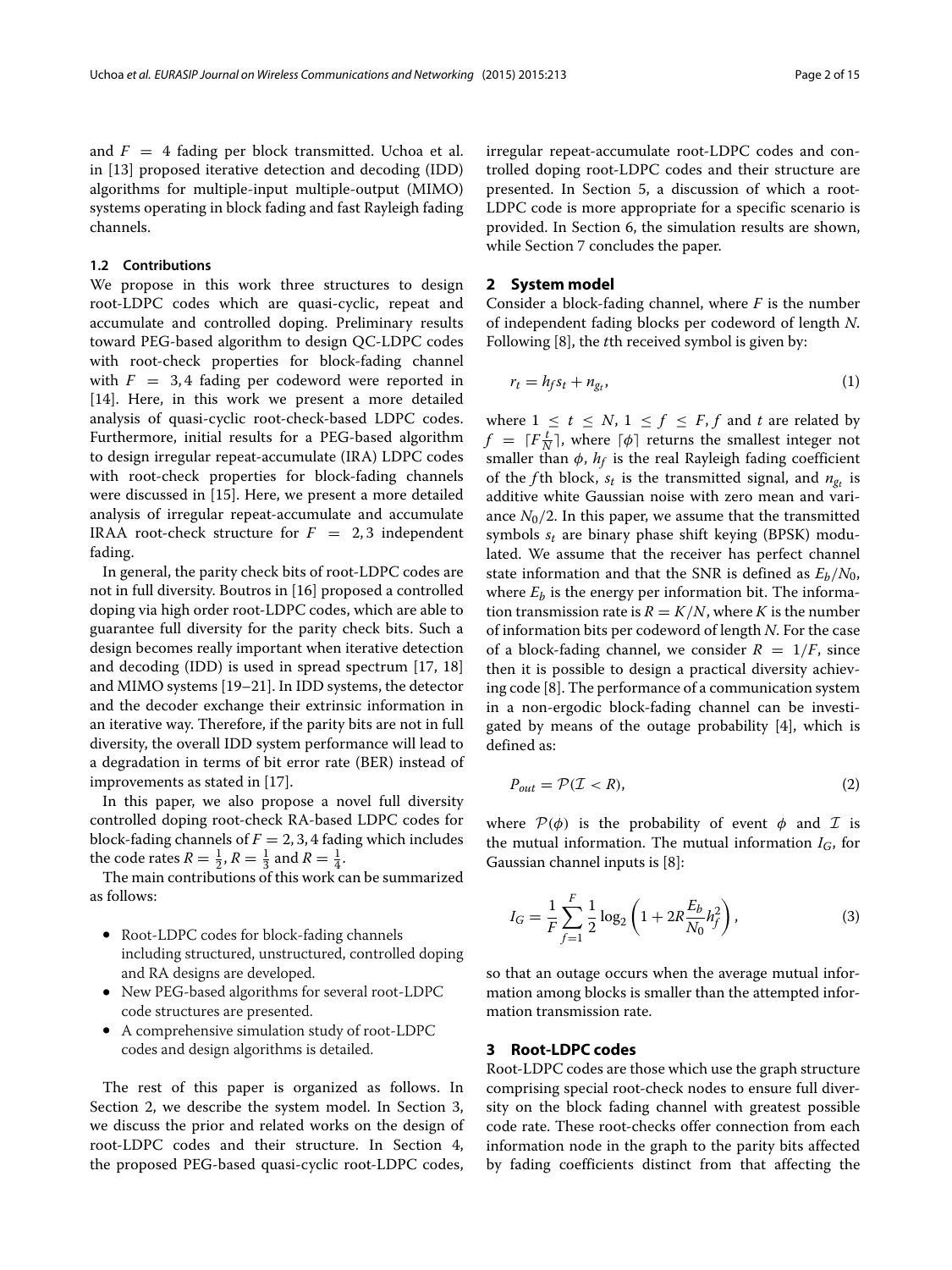and $F = 4$ fading per block transmitted. Uchoa et al. in [13] proposed iterative detection and decoding (IDD) algorithms for multiple-input multiple-output (MIMO) systems operating in block fading and fast Rayleigh fading channels.

### 1.2 Contributions

We propose in this work three structures to design root-LDPC codes which are quasi-cyclic, repeat and accumulate and controlled doping. Preliminary results toward PEG-based algorithm to design QC-LDPC codes with root-check properties for block-fading channel with $F = 3, 4$ fading per codeword were reported in [14]. Here, in this work we present a more detailed analysis of quasi-cyclic root-check-based LDPC codes. Furthermore, initial results for a PEG-based algorithm to design irregular repeat-accumulate (IRA) LDPC codes with root-check properties for block-fading channels were discussed in [15]. Here, we present a more detailed analysis of irregular repeat-accumulate and accumulate IRAA root-check structure for $F = 2, 3$ independent fading.

In general, the parity check bits of root-LDPC codes are not in full diversity. Boutros in [16] proposed a controlled doping via high order root-LDPC codes, which are able to guarantee full diversity for the parity check bits. Such a design becomes really important when iterative detection and decoding (IDD) is used in spread spectrum [17, 18] and MIMO systems [19–21]. In IDD systems, the detector and the decoder exchange their extrinsic information in an iterative way. Therefore, if the parity bits are not in full diversity, the overall IDD system performance will lead to a degradation in terms of bit error rate (BER) instead of improvements as stated in [17].

In this paper, we also propose a novel full diversity controlled doping root-check RA-based LDPC codes for block-fading channels of $F = 2, 3, 4$ fading which includes the code rates $R = \frac{1}{2}$, $R = \frac{1}{3}$ and $R = \frac{1}{4}$.

The main contributions of this work can be summarized as follows:

- Root-LDPC codes for block-fading channels including structured, unstructured, controlled doping and RA designs are developed.
- New PEG-based algorithms for several root-LDPC code structures are presented.
- A comprehensive simulation study of root-LDPC codes and design algorithms is detailed.

The rest of this paper is organized as follows. In Section 2, we describe the system model. In Section 3, we discuss the prior and related works on the design of root-LDPC codes and their structure. In Section 4, the proposed PEG-based quasi-cyclic root-LDPC codes, irregular repeat-accumulate root-LDPC codes and controlled doping root-LDPC codes and their structure are presented. In Section 5, a discussion of which a root-LDPC code is more appropriate for a specific scenario is provided. In Section 6, the simulation results are shown, while Section 7 concludes the paper.

## 2 System model

Consider a block-fading channel, where $F$ is the number of independent fading blocks per codeword of length $N$. Following [8], the $t$th received symbol is given by:

$$r_t = h_f s_t + n_{g_t}, \tag{1}$$

where $1 \leq t \leq N$, $1 \leq f \leq F$, $f$ and $t$ are related by $f = \lceil F\frac{t}{N} \rceil$, where $\lceil \phi \rceil$ returns the smallest integer not smaller than $\phi$, $h_f$ is the real Rayleigh fading coefficient of the $f$th block, $s_t$ is the transmitted signal, and $n_{g_t}$ is additive white Gaussian noise with zero mean and variance $N_0/2$. In this paper, we assume that the transmitted symbols $s_t$ are binary phase shift keying (BPSK) modulated. We assume that the receiver has perfect channel state information and that the SNR is defined as $E_b/N_0$, where $E_b$ is the energy per information bit. The information transmission rate is $R = K/N$, where $K$ is the number of information bits per codeword of length $N$. For the case of a block-fading channel, we consider $R = 1/F$, since then it is possible to design a practical diversity achieving code [8]. The performance of a communication system in a non-ergodic block-fading channel can be investigated by means of the outage probability [4], which is defined as:

$$P_{out} = \mathcal{P}(\mathcal{I} < R), \tag{2}$$

where $\mathcal{P}(\phi)$ is the probability of event $\phi$ and $\mathcal{I}$ is the mutual information. The mutual information $I_G$, for Gaussian channel inputs is [8]:

$$I_G = \frac{1}{F}\sum_{f=1}^{F} \frac{1}{2}\log_2\left(1 + 2R\frac{E_b}{N_0}h_f^2\right), \tag{3}$$

so that an outage occurs when the average mutual information among blocks is smaller than the attempted information transmission rate.

## 3 Root-LDPC codes

Root-LDPC codes are those which use the graph structure comprising special root-check nodes to ensure full diversity on the block fading channel with greatest possible code rate. These root-checks offer connection from each information node in the graph to the parity bits affected by fading coefficients distinct from that affecting the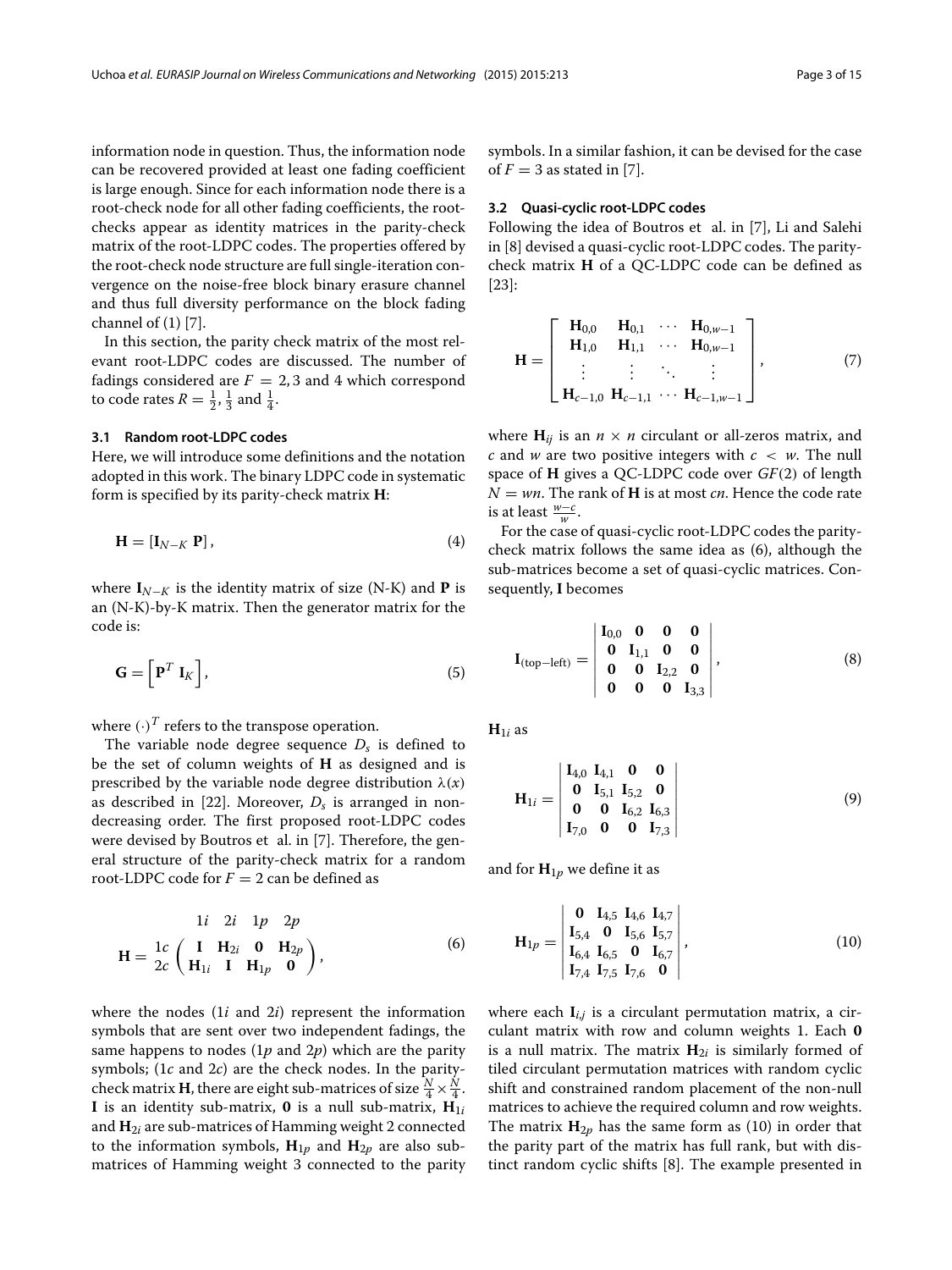information node in question. Thus, the information node can be recovered provided at least one fading coefficient is large enough. Since for each information node there is a root-check node for all other fading coefficients, the root-checks appear as identity matrices in the parity-check matrix of the root-LDPC codes. The properties offered by the root-check node structure are full single-iteration convergence on the noise-free block binary erasure channel and thus full diversity performance on the block fading channel of (1) [7].

In this section, the parity check matrix of the most relevant root-LDPC codes are discussed. The number of fadings considered are $F = 2, 3$ and 4 which correspond to code rates $R = \frac{1}{2}, \frac{1}{3}$ and $\frac{1}{4}$.

### 3.1 Random root-LDPC codes

Here, we will introduce some definitions and the notation adopted in this work. The binary LDPC code in systematic form is specified by its parity-check matrix $\mathbf{H}$:

$$\mathbf{H} = [\mathbf{I}_{N-K}\ \mathbf{P}], \tag{4}$$

where $\mathbf{I}_{N-K}$ is the identity matrix of size (N-K) and $\mathbf{P}$ is an (N-K)-by-K matrix. Then the generator matrix for the code is:

$$\mathbf{G} = \left[\mathbf{P}^T\ \mathbf{I}_K\right], \tag{5}$$

where $(\cdot)^T$ refers to the transpose operation.

The variable node degree sequence $D_s$ is defined to be the set of column weights of $\mathbf{H}$ as designed and is prescribed by the variable node degree distribution $\lambda(x)$ as described in [22]. Moreover, $D_s$ is arranged in non-decreasing order. The first proposed root-LDPC codes were devised by Boutros et al. in [7]. Therefore, the general structure of the parity-check matrix for a random root-LDPC code for $F = 2$ can be defined as

$$\mathbf{H} = \begin{matrix} \\ 1c \\ 2c \end{matrix} \begin{matrix} \begin{matrix} 1i & 2i & 1p & 2p \end{matrix} \\ \begin{pmatrix} \mathbf{I} & \mathbf{H}_{2i} & \mathbf{0} & \mathbf{H}_{2p} \\ \mathbf{H}_{1i} & \mathbf{I} & \mathbf{H}_{1p} & \mathbf{0} \end{pmatrix} \end{matrix}, \tag{6}$$

where the nodes ($1i$ and $2i$) represent the information symbols that are sent over two independent fadings, the same happens to nodes ($1p$ and $2p$) which are the parity symbols; ($1c$ and $2c$) are the check nodes. In the parity-check matrix $\mathbf{H}$, there are eight sub-matrices of size $\frac{N}{4} \times \frac{N}{4}$. $\mathbf{I}$ is an identity sub-matrix, $\mathbf{0}$ is a null sub-matrix, $\mathbf{H}_{1i}$ and $\mathbf{H}_{2i}$ are sub-matrices of Hamming weight 2 connected to the information symbols, $\mathbf{H}_{1p}$ and $\mathbf{H}_{2p}$ are also sub-matrices of Hamming weight 3 connected to the parity symbols. In a similar fashion, it can be devised for the case of $F = 3$ as stated in [7].

### 3.2 Quasi-cyclic root-LDPC codes

Following the idea of Boutros et al. in [7], Li and Salehi in [8] devised a quasi-cyclic root-LDPC codes. The parity-check matrix $\mathbf{H}$ of a QC-LDPC code can be defined as [23]:

$$\mathbf{H} = \begin{bmatrix} \mathbf{H}_{0,0} & \mathbf{H}_{0,1} & \cdots & \mathbf{H}_{0,w-1} \\ \mathbf{H}_{1,0} & \mathbf{H}_{1,1} & \cdots & \mathbf{H}_{0,w-1} \\ \vdots & \vdots & \ddots & \vdots \\ \mathbf{H}_{c-1,0} & \mathbf{H}_{c-1,1} & \cdots & \mathbf{H}_{c-1,w-1} \end{bmatrix}, \tag{7}$$

where $\mathbf{H}_{ij}$ is an $n \times n$ circulant or all-zeros matrix, and $c$ and $w$ are two positive integers with $c < w$. The null space of $\mathbf{H}$ gives a QC-LDPC code over $GF(2)$ of length $N = wn$. The rank of $\mathbf{H}$ is at most $cn$. Hence the code rate is at least $\frac{w-c}{w}$.

For the case of quasi-cyclic root-LDPC codes the parity-check matrix follows the same idea as (6), although the sub-matrices become a set of quasi-cyclic matrices. Consequently, $\mathbf{I}$ becomes

$$\mathbf{I}_{(\text{top-left})} = \begin{vmatrix} \mathbf{I}_{0,0} & \mathbf{0} & \mathbf{0} & \mathbf{0} \\ \mathbf{0} & \mathbf{I}_{1,1} & \mathbf{0} & \mathbf{0} \\ \mathbf{0} & \mathbf{0} & \mathbf{I}_{2,2} & \mathbf{0} \\ \mathbf{0} & \mathbf{0} & \mathbf{0} & \mathbf{I}_{3,3} \end{vmatrix}, \tag{8}$$

$\mathbf{H}_{1i}$ as

$$\mathbf{H}_{1i} = \begin{vmatrix} \mathbf{I}_{4,0} & \mathbf{I}_{4,1} & \mathbf{0} & \mathbf{0} \\ \mathbf{0} & \mathbf{I}_{5,1} & \mathbf{I}_{5,2} & \mathbf{0} \\ \mathbf{0} & \mathbf{0} & \mathbf{I}_{6,2} & \mathbf{I}_{6,3} \\ \mathbf{I}_{7,0} & \mathbf{0} & \mathbf{0} & \mathbf{I}_{7,3} \end{vmatrix} \tag{9}$$

and for $\mathbf{H}_{1p}$ we define it as

$$\mathbf{H}_{1p} = \begin{vmatrix} \mathbf{0} & \mathbf{I}_{4,5} & \mathbf{I}_{4,6} & \mathbf{I}_{4,7} \\ \mathbf{I}_{5,4} & \mathbf{0} & \mathbf{I}_{5,6} & \mathbf{I}_{5,7} \\ \mathbf{I}_{6,4} & \mathbf{I}_{6,5} & \mathbf{0} & \mathbf{I}_{6,7} \\ \mathbf{I}_{7,4} & \mathbf{I}_{7,5} & \mathbf{I}_{7,6} & \mathbf{0} \end{vmatrix}, \tag{10}$$

where each $\mathbf{I}_{i,j}$ is a circulant permutation matrix, a circulant matrix with row and column weights 1. Each $\mathbf{0}$ is a null matrix. The matrix $\mathbf{H}_{2i}$ is similarly formed of tiled circulant permutation matrices with random cyclic shift and constrained random placement of the non-null matrices to achieve the required column and row weights. The matrix $\mathbf{H}_{2p}$ has the same form as (10) in order that the parity part of the matrix has full rank, but with distinct random cyclic shifts [8]. The example presented in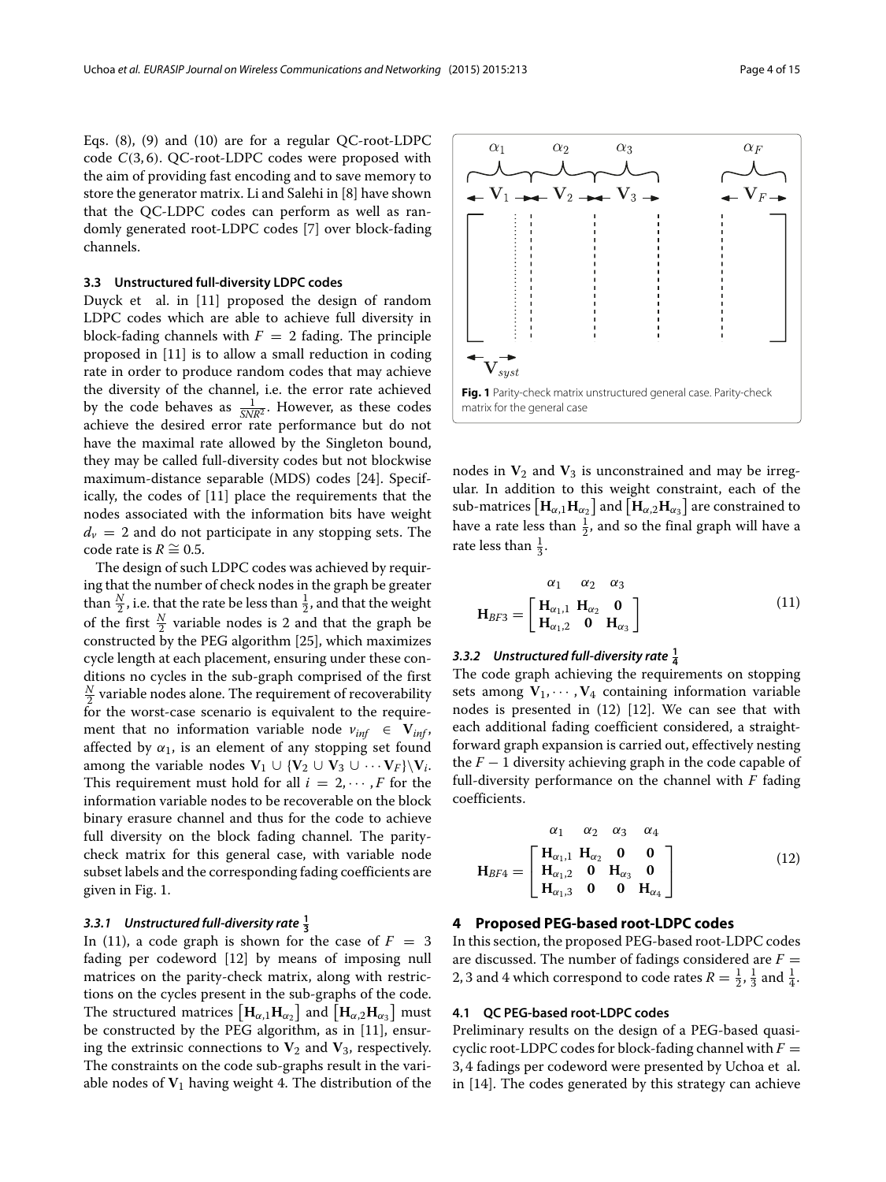Eqs. (8), (9) and (10) are for a regular QC-root-LDPC code $C(3, 6)$. QC-root-LDPC codes were proposed with the aim of providing fast encoding and to save memory to store the generator matrix. Li and Salehi in [8] have shown that the QC-LDPC codes can perform as well as randomly generated root-LDPC codes [7] over block-fading channels.

### 3.3 Unstructured full-diversity LDPC codes

Duyck et al. in [11] proposed the design of random LDPC codes which are able to achieve full diversity in block-fading channels with $F = 2$ fading. The principle proposed in [11] is to allow a small reduction in coding rate in order to produce random codes that may achieve the diversity of the channel, i.e. the error rate achieved by the code behaves as $\frac{1}{SNR^2}$. However, as these codes achieve the desired error rate performance but do not have the maximal rate allowed by the Singleton bound, they may be called full-diversity codes but not blockwise maximum-distance separable (MDS) codes [24]. Specifically, the codes of [11] place the requirements that the nodes associated with the information bits have weight $d_v = 2$ and do not participate in any stopping sets. The code rate is $R \cong 0.5$.

The design of such LDPC codes was achieved by requiring that the number of check nodes in the graph be greater than $\frac{N}{2}$, i.e. that the rate be less than $\frac{1}{2}$, and that the weight of the first $\frac{N}{2}$ variable nodes is 2 and that the graph be constructed by the PEG algorithm [25], which maximizes cycle length at each placement, ensuring under these conditions no cycles in the sub-graph comprised of the first $\frac{N}{2}$ variable nodes alone. The requirement of recoverability for the worst-case scenario is equivalent to the requirement that no information variable node $v_{inf} \in \mathbf{V}_{inf}$, affected by $\alpha_1$, is an element of any stopping set found among the variable nodes $\mathbf{V}_1 \cup \{\mathbf{V}_2 \cup \mathbf{V}_3 \cup \cdots \mathbf{V}_F\} \backslash \mathbf{V}_i$. This requirement must hold for all $i = 2, \cdots, F$ for the information variable nodes to be recoverable on the block binary erasure channel and thus for the code to achieve full diversity on the block fading channel. The parity-check matrix for this general case, with variable node subset labels and the corresponding fading coefficients are given in Fig. 1.

**Fig. 1** Parity-check matrix unstructured general case. Parity-check matrix for the general case

#### 3.3.1 Unstructured full-diversity rate $\frac{1}{3}$

In (11), a code graph is shown for the case of $F = 3$ fading per codeword [12] by means of imposing null matrices on the parity-check matrix, along with restrictions on the cycles present in the sub-graphs of the code. The structured matrices $\left[\mathbf{H}_{\alpha,1}\mathbf{H}_{\alpha_2}\right]$ and $\left[\mathbf{H}_{\alpha,2}\mathbf{H}_{\alpha_3}\right]$ must be constructed by the PEG algorithm, as in [11], ensuring the extrinsic connections to $\mathbf{V}_2$ and $\mathbf{V}_3$, respectively. The constraints on the code sub-graphs result in the variable nodes of $\mathbf{V}_1$ having weight 4. The distribution of the nodes in $\mathbf{V}_2$ and $\mathbf{V}_3$ is unconstrained and may be irregular. In addition to this weight constraint, each of the sub-matrices $\left[\mathbf{H}_{\alpha,1}\mathbf{H}_{\alpha_2}\right]$ and $\left[\mathbf{H}_{\alpha,2}\mathbf{H}_{\alpha_3}\right]$ are constrained to have a rate less than $\frac{1}{2}$, and so the final graph will have a rate less than $\frac{1}{3}$.

$$\mathbf{H}_{BF3} = \begin{array}{c} \begin{array}{ccc} \alpha_1 & \alpha_2 & \alpha_3 \end{array} \\ \left[\begin{array}{ccc} \mathbf{H}_{\alpha_1,1} & \mathbf{H}_{\alpha_2} & \mathbf{0} \\ \mathbf{H}_{\alpha_1,2} & \mathbf{0} & \mathbf{H}_{\alpha_3} \end{array}\right] \end{array} \tag{11}$$

#### 3.3.2 Unstructured full-diversity rate $\frac{1}{4}$

The code graph achieving the requirements on stopping sets among $\mathbf{V}_1, \cdots, \mathbf{V}_4$ containing information variable nodes is presented in (12) [12]. We can see that with each additional fading coefficient considered, a straightforward graph expansion is carried out, effectively nesting the $F - 1$ diversity achieving graph in the code capable of full-diversity performance on the channel with $F$ fading coefficients.

$$\mathbf{H}_{BF4} = \begin{array}{c} \begin{array}{cccc} \alpha_1 & \alpha_2 & \alpha_3 & \alpha_4 \end{array} \\ \left[\begin{array}{cccc} \mathbf{H}_{\alpha_1,1} & \mathbf{H}_{\alpha_2} & \mathbf{0} & \mathbf{0} \\ \mathbf{H}_{\alpha_1,2} & \mathbf{0} & \mathbf{H}_{\alpha_3} & \mathbf{0} \\ \mathbf{H}_{\alpha_1,3} & \mathbf{0} & \mathbf{0} & \mathbf{H}_{\alpha_4} \end{array}\right] \end{array} \tag{12}$$

## 4 Proposed PEG-based root-LDPC codes

In this section, the proposed PEG-based root-LDPC codes are discussed. The number of fadings considered are $F = 2, 3$ and 4 which correspond to code rates $R = \frac{1}{2}, \frac{1}{3}$ and $\frac{1}{4}$.

### 4.1 QC PEG-based root-LDPC codes

Preliminary results on the design of a PEG-based quasi-cyclic root-LDPC codes for block-fading channel with $F = 3, 4$ fadings per codeword were presented by Uchoa et al. in [14]. The codes generated by this strategy can achieve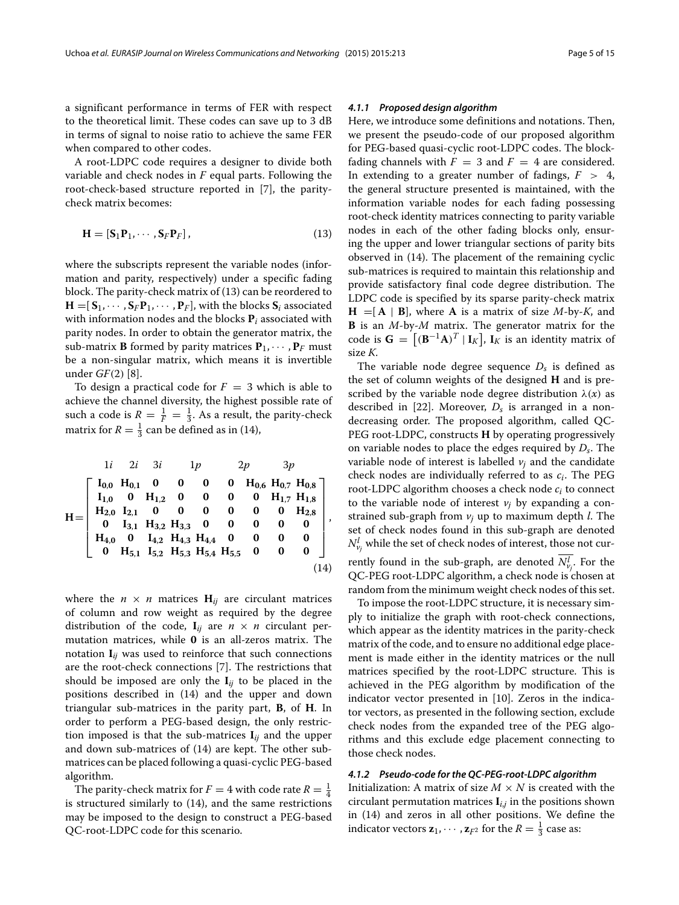a significant performance in terms of FER with respect to the theoretical limit. These codes can save up to 3 dB in terms of signal to noise ratio to achieve the same FER when compared to other codes.

A root-LDPC code requires a designer to divide both variable and check nodes in $F$ equal parts. Following the root-check-based structure reported in [7], the parity-check matrix becomes:

$$\mathbf{H} = [\mathbf{S}_1\mathbf{P}_1, \cdots, \mathbf{S}_F\mathbf{P}_F], \tag{13}$$

where the subscripts represent the variable nodes (information and parity, respectively) under a specific fading block. The parity-check matrix of (13) can be reordered to $\mathbf{H} = [\mathbf{S}_1, \cdots, \mathbf{S}_F\mathbf{P}_1, \cdots, \mathbf{P}_F]$, with the blocks $\mathbf{S}_i$ associated with information nodes and the blocks $\mathbf{P}_i$ associated with parity nodes. In order to obtain the generator matrix, the sub-matrix $\mathbf{B}$ formed by parity matrices $\mathbf{P}_1, \cdots, \mathbf{P}_F$ must be a non-singular matrix, which means it is invertible under $GF(2)$ [8].

To design a practical code for $F = 3$ which is able to achieve the channel diversity, the highest possible rate of such a code is $R = \frac{1}{F} = \frac{1}{3}$. As a result, the parity-check matrix for $R = \frac{1}{3}$ can be defined as in (14),

$$\mathbf{H} = \begin{array}{c} \begin{matrix} \;\;1i & \;\;2i & \;\;3i & \;\;\;\;1p & & \;\;\;2p & & \;\;3p & \end{matrix} \\ \left[\begin{array}{ccc|ccc|ccc} \mathbf{I_{0,0}} & \mathbf{H_{0,1}} & \mathbf{0} & \mathbf{0} & \mathbf{0} & \mathbf{0} & \mathbf{H_{0,6}} & \mathbf{H_{0,7}} & \mathbf{H_{0,8}} \\ \mathbf{I_{1,0}} & \mathbf{0} & \mathbf{H_{1,2}} & \mathbf{0} & \mathbf{0} & \mathbf{0} & \mathbf{0} & \mathbf{H_{1,7}} & \mathbf{H_{1,8}} \\ \mathbf{H_{2,0}} & \mathbf{I_{2,1}} & \mathbf{0} & \mathbf{0} & \mathbf{0} & \mathbf{0} & \mathbf{0} & \mathbf{0} & \mathbf{H_{2,8}} \\ \mathbf{0} & \mathbf{I_{3,1}} & \mathbf{H_{3,2}} & \mathbf{H_{3,3}} & \mathbf{0} & \mathbf{0} & \mathbf{0} & \mathbf{0} & \mathbf{0} \\ \mathbf{H_{4,0}} & \mathbf{0} & \mathbf{I_{4,2}} & \mathbf{H_{4,3}} & \mathbf{H_{4,4}} & \mathbf{0} & \mathbf{0} & \mathbf{0} & \mathbf{0} \\ \mathbf{0} & \mathbf{H_{5,1}} & \mathbf{I_{5,2}} & \mathbf{H_{5,3}} & \mathbf{H_{5,4}} & \mathbf{H_{5,5}} & \mathbf{0} & \mathbf{0} & \mathbf{0} \end{array}\right] \end{array}, \tag{14}$$

where the $n \times n$ matrices $\mathbf{H}_{ij}$ are circulant matrices of column and row weight as required by the degree distribution of the code, $\mathbf{I}_{ij}$ are $n \times n$ circulant permutation matrices, while $\mathbf{0}$ is an all-zeros matrix. The notation $\mathbf{I}_{ij}$ was used to reinforce that such connections are the root-check connections [7]. The restrictions that should be imposed are only the $\mathbf{I}_{ij}$ to be placed in the positions described in (14) and the upper and down triangular sub-matrices in the parity part, $\mathbf{B}$, of $\mathbf{H}$. In order to perform a PEG-based design, the only restriction imposed is that the sub-matrices $\mathbf{I}_{ij}$ and the upper and down sub-matrices of (14) are kept. The other sub-matrices can be placed following a quasi-cyclic PEG-based algorithm.

The parity-check matrix for $F = 4$ with code rate $R = \frac{1}{4}$ is structured similarly to (14), and the same restrictions may be imposed to the design to construct a PEG-based QC-root-LDPC code for this scenario.

#### 4.1.1 Proposed design algorithm

Here, we introduce some definitions and notations. Then, we present the pseudo-code of our proposed algorithm for PEG-based quasi-cyclic root-LDPC codes. The block-fading channels with $F = 3$ and $F = 4$ are considered. In extending to a greater number of fadings, $F > 4$, the general structure presented is maintained, with the information variable nodes for each fading possessing root-check identity matrices connecting to parity variable nodes in each of the other fading blocks only, ensuring the upper and lower triangular sections of parity bits observed in (14). The placement of the remaining cyclic sub-matrices is required to maintain this relationship and provide satisfactory final code degree distribution. The LDPC code is specified by its sparse parity-check matrix $\mathbf{H} = [\mathbf{A} \mid \mathbf{B}]$, where $\mathbf{A}$ is a matrix of size $M$-by-$K$, and $\mathbf{B}$ is an $M$-by-$M$ matrix. The generator matrix for the code is $\mathbf{G} = \left[(\mathbf{B}^{-1}\mathbf{A})^T \mid \mathbf{I}_K\right]$, $\mathbf{I}_K$ is an identity matrix of size $K$.

The variable node degree sequence $D_s$ is defined as the set of column weights of the designed $\mathbf{H}$ and is prescribed by the variable node degree distribution $\lambda(x)$ as described in [22]. Moreover, $D_s$ is arranged in a non-decreasing order. The proposed algorithm, called QC-PEG root-LDPC, constructs $\mathbf{H}$ by operating progressively on variable nodes to place the edges required by $D_s$. The variable node of interest is labelled $v_j$ and the candidate check nodes are individually referred to as $c_i$. The PEG root-LDPC algorithm chooses a check node $c_i$ to connect to the variable node of interest $v_j$ by expanding a constrained sub-graph from $v_j$ up to maximum depth $l$. The set of check nodes found in this sub-graph are denoted $N^l_{v_j}$ while the set of check nodes of interest, those not currently found in the sub-graph, are denoted $\overline{N^l_{v_j}}$. For the QC-PEG root-LDPC algorithm, a check node is chosen at random from the minimum weight check nodes of this set.

To impose the root-LDPC structure, it is necessary simply to initialize the graph with root-check connections, which appear as the identity matrices in the parity-check matrix of the code, and to ensure no additional edge placement is made either in the identity matrices or the null matrices specified by the root-LDPC structure. This is achieved in the PEG algorithm by modification of the indicator vector presented in [10]. Zeros in the indicator vectors, as presented in the following section, exclude check nodes from the expanded tree of the PEG algorithms and this exclude edge placement connecting to those check nodes.

#### 4.1.2 Pseudo-code for the QC-PEG-root-LDPC algorithm

Initialization: A matrix of size $M \times N$ is created with the circulant permutation matrices $\mathbf{I}_{i,j}$ in the positions shown in (14) and zeros in all other positions. We define the indicator vectors $\mathbf{z}_1, \cdots, \mathbf{z}_{F^2}$ for the $R = \frac{1}{3}$ case as: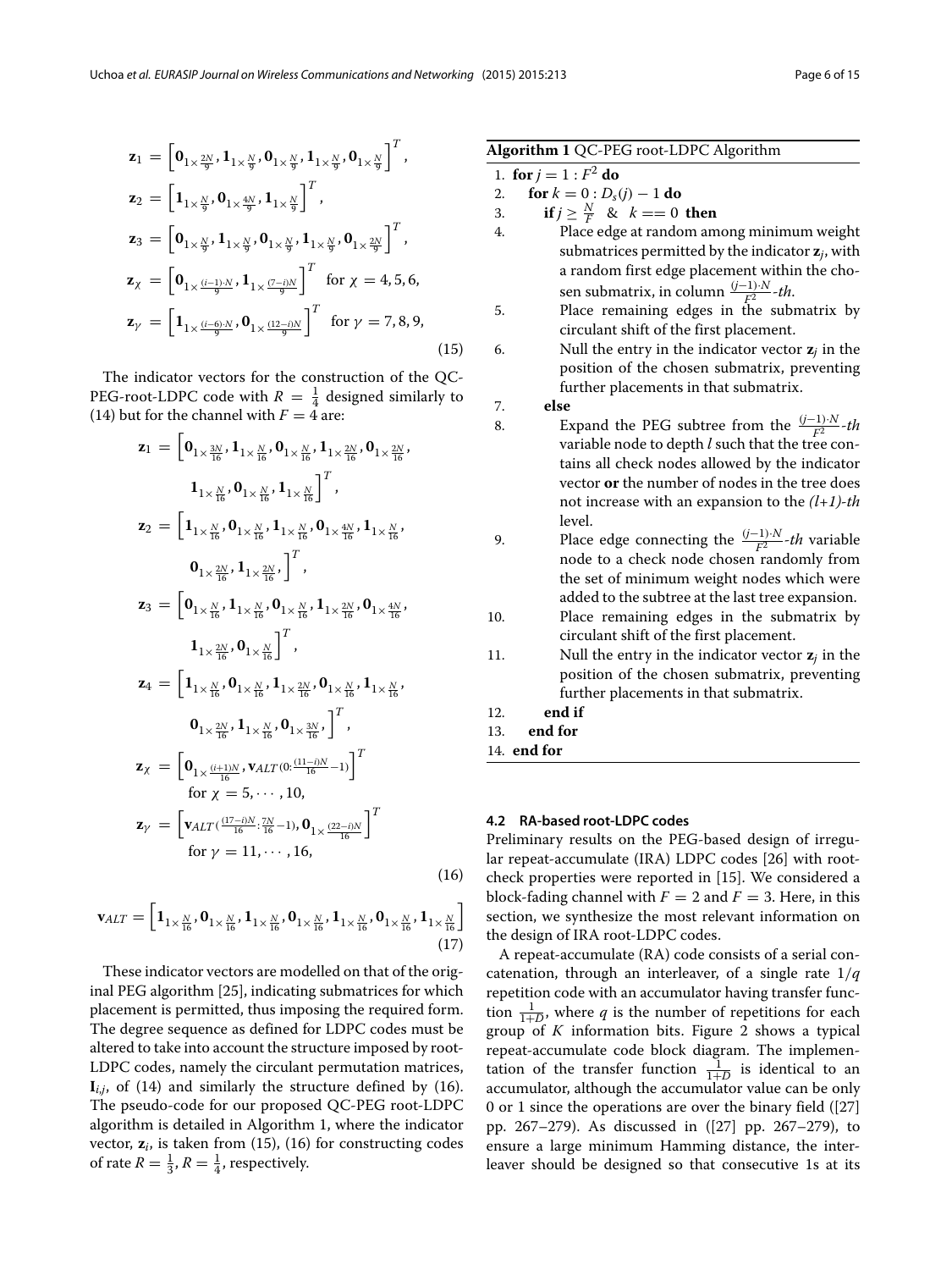$$
\begin{aligned}
\mathbf{z}_1 &= \left[\mathbf{0}_{1\times\frac{2N}{9}}, \mathbf{1}_{1\times\frac{N}{9}}, \mathbf{0}_{1\times\frac{N}{9}}, \mathbf{1}_{1\times\frac{N}{9}}, \mathbf{0}_{1\times\frac{N}{9}}\right]^T,\\
\mathbf{z}_2 &= \left[\mathbf{1}_{1\times\frac{N}{9}}, \mathbf{0}_{1\times\frac{4N}{9}}, \mathbf{1}_{1\times\frac{N}{9}}\right]^T,\\
\mathbf{z}_3 &= \left[\mathbf{0}_{1\times\frac{N}{9}}, \mathbf{1}_{1\times\frac{N}{9}}, \mathbf{0}_{1\times\frac{N}{9}}, \mathbf{1}_{1\times\frac{N}{9}}, \mathbf{0}_{1\times\frac{2N}{9}}\right]^T,\\
\mathbf{z}_\chi &= \left[\mathbf{0}_{1\times\frac{(i-1)\cdot N}{9}}, \mathbf{1}_{1\times\frac{(7-i)N}{9}}\right]^T \quad \text{for } \chi = 4,5,6,\\
\mathbf{z}_\gamma &= \left[\mathbf{1}_{1\times\frac{(i-6)\cdot N}{9}}, \mathbf{0}_{1\times\frac{(12-i)N}{9}}\right]^T \quad \text{for } \gamma = 7,8,9,
\end{aligned}
\tag{15}
$$

The indicator vectors for the construction of the QC-PEG-root-LDPC code with $R = \frac{1}{4}$ designed similarly to (14) but for the channel with $F = 4$ are:

$$
\begin{aligned}
\mathbf{z}_1 &= \left[\mathbf{0}_{1\times\frac{3N}{16}}, \mathbf{1}_{1\times\frac{N}{16}}, \mathbf{0}_{1\times\frac{N}{16}}, \mathbf{1}_{1\times\frac{2N}{16}}, \mathbf{0}_{1\times\frac{2N}{16}},\right.\\
&\qquad \left.\mathbf{1}_{1\times\frac{N}{16}}, \mathbf{0}_{1\times\frac{N}{16}}, \mathbf{1}_{1\times\frac{N}{16}}\right]^T,\\
\mathbf{z}_2 &= \left[\mathbf{1}_{1\times\frac{N}{16}}, \mathbf{0}_{1\times\frac{N}{16}}, \mathbf{1}_{1\times\frac{N}{16}}, \mathbf{0}_{1\times\frac{4N}{16}}, \mathbf{1}_{1\times\frac{N}{16}},\right.\\
&\qquad \left.\mathbf{0}_{1\times\frac{2N}{16}}, \mathbf{1}_{1\times\frac{2N}{16}},\right]^T,\\
\mathbf{z}_3 &= \left[\mathbf{0}_{1\times\frac{N}{16}}, \mathbf{1}_{1\times\frac{N}{16}}, \mathbf{0}_{1\times\frac{N}{16}}, \mathbf{1}_{1\times\frac{2N}{16}}, \mathbf{0}_{1\times\frac{4N}{16}},\right.\\
&\qquad \left.\mathbf{1}_{1\times\frac{2N}{16}}, \mathbf{0}_{1\times\frac{N}{16}}\right]^T,\\
\mathbf{z}_4 &= \left[\mathbf{1}_{1\times\frac{N}{16}}, \mathbf{0}_{1\times\frac{N}{16}}, \mathbf{1}_{1\times\frac{2N}{16}}, \mathbf{0}_{1\times\frac{N}{16}}, \mathbf{1}_{1\times\frac{N}{16}},\right.\\
&\qquad \left.\mathbf{0}_{1\times\frac{2N}{16}}, \mathbf{1}_{1\times\frac{N}{16}}, \mathbf{0}_{1\times\frac{3N}{16}},\right]^T,\\
\mathbf{z}_\chi &= \left[\mathbf{0}_{1\times\frac{(i+1)N}{16}}, \mathbf{v}_{ALT\left(0:\frac{(11-i)N}{16}-1\right)}\right]^T\\
&\qquad \text{for } \chi = 5,\cdots,10,\\
\mathbf{z}_\gamma &= \left[\mathbf{v}_{ALT\left(\frac{(17-i)N}{16}:\frac{7N}{16}-1\right)}, \mathbf{0}_{1\times\frac{(22-i)N}{16}}\right]^T\\
&\qquad \text{for } \gamma = 11,\cdots,16,
\end{aligned}
\tag{16}
$$

$$
\mathbf{v}_{ALT} = \left[\mathbf{1}_{1\times\frac{N}{16}}, \mathbf{0}_{1\times\frac{N}{16}}, \mathbf{1}_{1\times\frac{N}{16}}, \mathbf{0}_{1\times\frac{N}{16}}, \mathbf{1}_{1\times\frac{N}{16}}, \mathbf{0}_{1\times\frac{N}{16}}, \mathbf{1}_{1\times\frac{N}{16}}\right]
\tag{17}
$$

These indicator vectors are modelled on that of the original PEG algorithm [25], indicating submatrices for which placement is permitted, thus imposing the required form. The degree sequence as defined for LDPC codes must be altered to take into account the structure imposed by root-LDPC codes, namely the circulant permutation matrices, $\mathbf{I}_{i,j}$, of (14) and similarly the structure defined by (16). The pseudo-code for our proposed QC-PEG root-LDPC algorithm is detailed in Algorithm 1, where the indicator vector, $\mathbf{z}_i$, is taken from (15), (16) for constructing codes of rate $R = \frac{1}{3}, R = \frac{1}{4}$, respectively.

**Algorithm 1** QC-PEG root-LDPC Algorithm

1. **for** $j = 1 : F^2$ **do**
2. **for** $k = 0 : D_s(j) - 1$ **do**
3. **if** $j \geq \frac{N}{F}$ & $k == 0$ **then**
4. Place edge at random among minimum weight submatrices permitted by the indicator $\mathbf{z}_j$, with a random first edge placement within the chosen submatrix, in column $\frac{(j-1)\cdot N}{F^2}$*-th*.
5. Place remaining edges in the submatrix by circulant shift of the first placement.
6. Null the entry in the indicator vector $\mathbf{z}_j$ in the position of the chosen submatrix, preventing further placements in that submatrix.
7. **else**
8. Expand the PEG subtree from the $\frac{(j-1)\cdot N}{F^2}$*-th* variable node to depth $l$ such that the tree contains all check nodes allowed by the indicator vector **or** the number of nodes in the tree does not increase with an expansion to the *(l+1)-th* level.
9. Place edge connecting the $\frac{(j-1)\cdot N}{F^2}$*-th* variable node to a check node chosen randomly from the set of minimum weight nodes which were added to the subtree at the last tree expansion.
10. Place remaining edges in the submatrix by circulant shift of the first placement.
11. Null the entry in the indicator vector $\mathbf{z}_j$ in the position of the chosen submatrix, preventing further placements in that submatrix.
12. **end if**
13. **end for**
14. **end for**

### 4.2 RA-based root-LDPC codes

Preliminary results on the PEG-based design of irregular repeat-accumulate (IRA) LDPC codes [26] with root-check properties were reported in [15]. We considered a block-fading channel with $F = 2$ and $F = 3$. Here, in this section, we synthesize the most relevant information on the design of IRA root-LDPC codes.

A repeat-accumulate (RA) code consists of a serial concatenation, through an interleaver, of a single rate $1/q$ repetition code with an accumulator having transfer function $\frac{1}{1+D}$, where $q$ is the number of repetitions for each group of $K$ information bits. Figure 2 shows a typical repeat-accumulate code block diagram. The implementation of the transfer function $\frac{1}{1+D}$ is identical to an accumulator, although the accumulator value can be only 0 or 1 since the operations are over the binary field ([27] pp. 267–279). As discussed in ([27] pp. 267–279), to ensure a large minimum Hamming distance, the interleaver should be designed so that consecutive 1s at its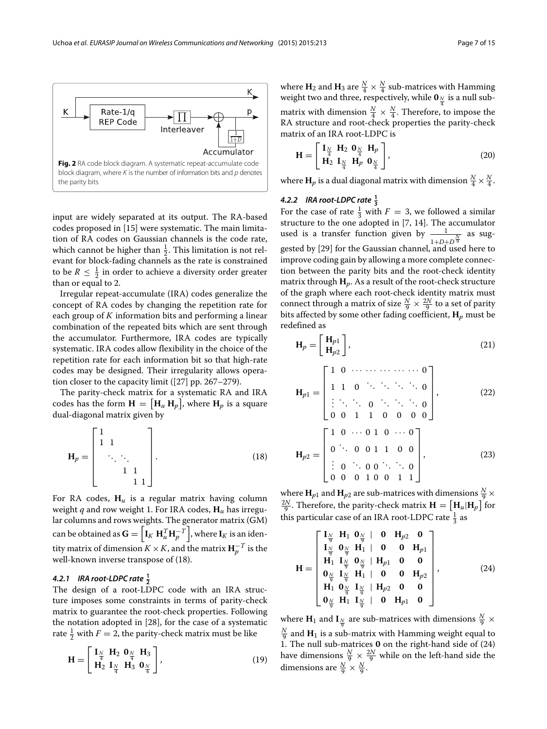**Fig. 2** RA code block diagram. A systematic repeat-accumulate code block diagram, where $K$ is the number of information bits and $p$ denotes the parity bits

input are widely separated at its output. The RA-based codes proposed in [15] were systematic. The main limitation of RA codes on Gaussian channels is the code rate, which cannot be higher than $\frac{1}{2}$. This limitation is not relevant for block-fading channels as the rate is constrained to be $R \leq \frac{1}{2}$ in order to achieve a diversity order greater than or equal to 2.

Irregular repeat-accumulate (IRA) codes generalize the concept of RA codes by changing the repetition rate for each group of $K$ information bits and performing a linear combination of the repeated bits which are sent through the accumulator. Furthermore, IRA codes are typically systematic. IRA codes allow flexibility in the choice of the repetition rate for each information bit so that high-rate codes may be designed. Their irregularity allows operation closer to the capacity limit ([27] pp. 267–279).

The parity-check matrix for a systematic RA and IRA codes has the form $\mathbf{H} = \begin{bmatrix}\mathbf{H}_u \, \mathbf{H}_p\end{bmatrix}$, where $\mathbf{H}_p$ is a square dual-diagonal matrix given by

$$\mathbf{H}_p = \begin{bmatrix} 1 & & & & \\ 1 & 1 & & & \\ & \ddots & \ddots & & \\ & & 1 & 1 & \\ & & & 1 & 1 \end{bmatrix}. \tag{18}$$

For RA codes, $\mathbf{H}_u$ is a regular matrix having column weight $q$ and row weight 1. For IRA codes, $\mathbf{H}_u$ has irregular columns and rows weights. The generator matrix (GM) can be obtained as $\mathbf{G} = \begin{bmatrix}\mathbf{I}_K \; \mathbf{H}_u^T \mathbf{H}_p^{-T}\end{bmatrix}$, where $\mathbf{I}_K$ is an identity matrix of dimension $K \times K$, and the matrix $\mathbf{H}_p^{-T}$ is the well-known inverse transpose of (18).

#### 4.2.1 IRA root-LDPC rate $\frac{1}{2}$

The design of a root-LDPC code with an IRA structure imposes some constraints in terms of parity-check matrix to guarantee the root-check properties. Following the notation adopted in [28], for the case of a systematic rate $\frac{1}{2}$ with $F = 2$, the parity-check matrix must be like

$$\mathbf{H} = \begin{bmatrix} \mathbf{I}_{\frac{N}{4}} & \mathbf{H}_2 & \mathbf{0}_{\frac{N}{4}} & \mathbf{H}_3 \\ \mathbf{H}_2 & \mathbf{I}_{\frac{N}{4}} & \mathbf{H}_3 & \mathbf{0}_{\frac{N}{4}} \end{bmatrix}, \tag{19}$$

where $\mathbf{H}_2$ and $\mathbf{H}_3$ are $\frac{N}{4} \times \frac{N}{4}$ sub-matrices with Hamming weight two and three, respectively, while $\mathbf{0}_{\frac{N}{4}}$ is a null sub-matrix with dimension $\frac{N}{4} \times \frac{N}{4}$. Therefore, to impose the RA structure and root-check properties the parity-check matrix of an IRA root-LDPC is

$$\mathbf{H} = \begin{bmatrix} \mathbf{I}_{\frac{N}{4}} & \mathbf{H}_2 & \mathbf{0}_{\frac{N}{4}} & \mathbf{H}_p \\ \mathbf{H}_2 & \mathbf{I}_{\frac{N}{4}} & \mathbf{H}_p & \mathbf{0}_{\frac{N}{4}} \end{bmatrix}, \tag{20}$$

where $\mathbf{H}_p$ is a dual diagonal matrix with dimension $\frac{N}{4} \times \frac{N}{4}$.

#### 4.2.2 IRA root-LDPC rate $\frac{1}{3}$

For the case of rate $\frac{1}{3}$ with $F = 3$, we followed a similar structure to the one adopted in [7, 14]. The accumulator used is a transfer function given by $\frac{1}{1+D+D^{\frac{N}{9}}}$ as suggested by [29] for the Gaussian channel, and used here to improve coding gain by allowing a more complete connection between the parity bits and the root-check identity matrix through $\mathbf{H}_p$. As a result of the root-check structure of the graph where each root-check identity matrix must connect through a matrix of size $\frac{N}{9} \times \frac{2N}{9}$ to a set of parity bits affected by some other fading coefficient, $\mathbf{H}_p$ must be redefined as

$$\mathbf{H}_p = \begin{bmatrix} \mathbf{H}_{p1} \\ \mathbf{H}_{p2} \end{bmatrix}, \tag{21}$$

$$\mathbf{H}_{p1} = \begin{bmatrix} 1 & 0 & \cdots & \cdots & \cdots & \cdots & \cdots & 0 \\ 1 & 1 & 0 & \ddots & \ddots & \ddots & \ddots & 0 \\ \vdots & \ddots & \ddots & 0 & \ddots & \ddots & \ddots & 0 \\ 0 & 0 & 1 & 1 & 0 & 0 & 0 & 0 \end{bmatrix}, \tag{22}$$

$$\mathbf{H}_{p2} = \begin{bmatrix} 1 & 0 & \cdots & 0 & 1 & 0 & \cdots & 0 \\ 0 & \ddots & 0 & 0 & 1 & 1 & 0 & 0 \\ \vdots & 0 & \ddots & 0 & 0 & \ddots & \ddots & 0 \\ 0 & 0 & 0 & 1 & 0 & 0 & 1 & 1 \end{bmatrix}, \tag{23}$$

where $\mathbf{H}_{p1}$ and $\mathbf{H}_{p2}$ are sub-matrices with dimensions $\frac{N}{9} \times \frac{2N}{9}$. Therefore, the parity-check matrix $\mathbf{H} = \begin{bmatrix}\mathbf{H}_u | \mathbf{H}_p\end{bmatrix}$ for this particular case of an IRA root-LDPC rate $\frac{1}{3}$ as

$$\mathbf{H} = \begin{bmatrix} \mathbf{I}_{\frac{N}{9}} & \mathbf{H}_1 & \mathbf{0}_{\frac{N}{9}} & | & \mathbf{0} & \mathbf{H}_{p2} & \mathbf{0} \\ \mathbf{I}_{\frac{N}{9}} & \mathbf{0}_{\frac{N}{9}} & \mathbf{H}_1 & | & \mathbf{0} & \mathbf{0} & \mathbf{H}_{p1} \\ \mathbf{H}_1 & \mathbf{I}_{\frac{N}{9}} & \mathbf{0}_{\frac{N}{9}} & | & \mathbf{H}_{p1} & \mathbf{0} & \mathbf{0} \\ \mathbf{0}_{\frac{N}{9}} & \mathbf{I}_{\frac{N}{9}} & \mathbf{H}_1 & | & \mathbf{0} & \mathbf{0} & \mathbf{H}_{p2} \\ \mathbf{H}_1 & \mathbf{0}_{\frac{N}{9}} & \mathbf{I}_{\frac{N}{9}} & | & \mathbf{H}_{p2} & \mathbf{0} & \mathbf{0} \\ \mathbf{0}_{\frac{N}{9}} & \mathbf{H}_1 & \mathbf{I}_{\frac{N}{9}} & | & \mathbf{0} & \mathbf{H}_{p1} & \mathbf{0} \end{bmatrix}, \tag{24}$$

where $\mathbf{H}_1$ and $\mathbf{I}_{\frac{N}{9}}$ are sub-matrices with dimensions $\frac{N}{9} \times \frac{N}{9}$ and $\mathbf{H}_1$ is a sub-matrix with Hamming weight equal to 1. The null sub-matrices $\mathbf{0}$ on the right-hand side of (24) have dimensions $\frac{N}{9} \times \frac{2N}{9}$ while on the left-hand side the dimensions are $\frac{N}{9} \times \frac{N}{9}$.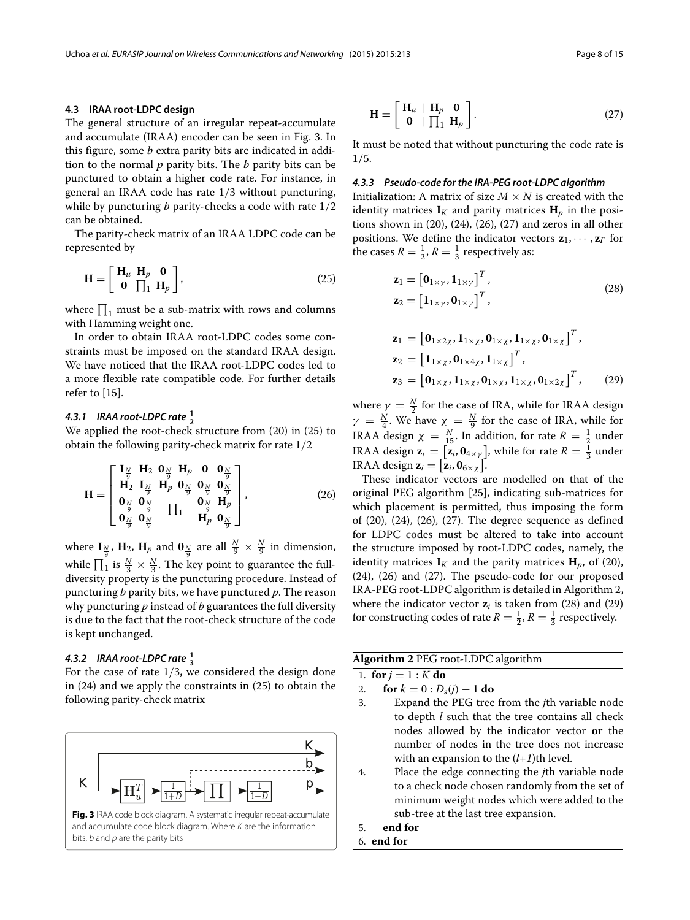### 4.3 IRAA root-LDPC design

The general structure of an irregular repeat-accumulate and accumulate (IRAA) encoder can be seen in Fig. 3. In this figure, some $b$ extra parity bits are indicated in addition to the normal $p$ parity bits. The $b$ parity bits can be punctured to obtain a higher code rate. For instance, in general an IRAA code has rate 1/3 without puncturing, while by puncturing $b$ parity-checks a code with rate 1/2 can be obtained.

The parity-check matrix of an IRAA LDPC code can be represented by

$$\mathbf{H} = \begin{bmatrix} \mathbf{H}_u & \mathbf{H}_p & \mathbf{0} \\ \mathbf{0} & \prod_1 & \mathbf{H}_p \end{bmatrix}, \tag{25}$$

where $\prod_1$ must be a sub-matrix with rows and columns with Hamming weight one.

In order to obtain IRAA root-LDPC codes some constraints must be imposed on the standard IRAA design. We have noticed that the IRAA root-LDPC codes led to a more flexible rate compatible code. For further details refer to [15].

#### 4.3.1 IRAA root-LDPC rate $\frac{1}{2}$

We applied the root-check structure from (20) in (25) to obtain the following parity-check matrix for rate 1/2

$$\mathbf{H} = \begin{bmatrix} \mathbf{I}_{\frac{N}{9}} & \mathbf{H}_2 & \mathbf{0}_{\frac{N}{9}} & \mathbf{H}_p & \mathbf{0} & \mathbf{0}_{\frac{N}{9}} \\ \mathbf{H}_2 & \mathbf{I}_{\frac{N}{9}} & \mathbf{H}_p & \mathbf{0}_{\frac{N}{9}} & \mathbf{0}_{\frac{N}{9}} & \mathbf{0}_{\frac{N}{9}} \\ \mathbf{0}_{\frac{N}{9}} & \mathbf{0}_{\frac{N}{9}} & \multicolumn{2}{c}{\prod_1} & \mathbf{0}_{\frac{N}{9}} & \mathbf{H}_p \\ \mathbf{0}_{\frac{N}{9}} & \mathbf{0}_{\frac{N}{9}} & & & \mathbf{H}_p & \mathbf{0}_{\frac{N}{9}} \end{bmatrix}, \tag{26}$$

where $\mathbf{I}_{\frac{N}{9}}$, $\mathbf{H}_2$, $\mathbf{H}_p$ and $\mathbf{0}_{\frac{N}{9}}$ are all $\frac{N}{9} \times \frac{N}{9}$ in dimension, while $\prod_1$ is $\frac{N}{3} \times \frac{N}{3}$. The key point to guarantee the full-diversity property is the puncturing procedure. Instead of puncturing $b$ parity bits, we have punctured $p$. The reason why puncturing $p$ instead of $b$ guarantees the full diversity is due to the fact that the root-check structure of the code is kept unchanged.

#### 4.3.2 IRAA root-LDPC rate $\frac{1}{3}$

For the case of rate 1/3, we considered the design done in (24) and we apply the constraints in (25) to obtain the following parity-check matrix

$$\mathbf{H} = \begin{bmatrix} \mathbf{H}_u & | & \mathbf{H}_p & \mathbf{0} \\ \mathbf{0} & | & \prod_1 & \mathbf{H}_p \end{bmatrix}. \tag{27}$$

It must be noted that without puncturing the code rate is 1/5.

**Fig. 3** IRAA code block diagram. A systematic irregular repeat-accumulate and accumulate code block diagram. Where $K$ are the information bits, $b$ and $p$ are the parity bits

#### 4.3.3 Pseudo-code for the IRA-PEG root-LDPC algorithm

Initialization: A matrix of size $M \times N$ is created with the identity matrices $\mathbf{I}_K$ and parity matrices $\mathbf{H}_p$ in the positions shown in (20), (24), (26), (27) and zeros in all other positions. We define the indicator vectors $\mathbf{z}_1, \cdots, \mathbf{z}_F$ for the cases $R = \frac{1}{2}, R = \frac{1}{3}$ respectively as:

$$\begin{aligned} \mathbf{z}_1 &= \left[\mathbf{0}_{1\times\gamma}, \mathbf{1}_{1\times\gamma}\right]^T, \\ \mathbf{z}_2 &= \left[\mathbf{1}_{1\times\gamma}, \mathbf{0}_{1\times\gamma}\right]^T, \end{aligned} \tag{28}$$

$$\begin{aligned} \mathbf{z}_1 &= \left[\mathbf{0}_{1\times 2\chi}, \mathbf{1}_{1\times\chi}, \mathbf{0}_{1\times\chi}, \mathbf{1}_{1\times\chi}, \mathbf{0}_{1\times\chi}\right]^T, \\ \mathbf{z}_2 &= \left[\mathbf{1}_{1\times\chi}, \mathbf{0}_{1\times 4\chi}, \mathbf{1}_{1\times\chi}\right]^T, \\ \mathbf{z}_3 &= \left[\mathbf{0}_{1\times\chi}, \mathbf{1}_{1\times\chi}, \mathbf{0}_{1\times\chi}, \mathbf{1}_{1\times\chi}, \mathbf{0}_{1\times 2\chi}\right]^T, \end{aligned} \tag{29}$$

where $\gamma = \frac{N}{2}$ for the case of IRA, while for IRAA design $\gamma = \frac{N}{4}$. We have $\chi = \frac{N}{9}$ for the case of IRA, while for IRAA design $\chi = \frac{N}{15}$. In addition, for rate $R = \frac{1}{2}$ under IRAA design $\mathbf{z}_i = \left[\mathbf{z}_i, \mathbf{0}_{4\times\gamma}\right]$, while for rate $R = \frac{1}{3}$ under IRAA design $\mathbf{z}_i = \left[\mathbf{z}_i, \mathbf{0}_{6\times\chi}\right]$.

These indicator vectors are modelled on that of the original PEG algorithm [25], indicating sub-matrices for which placement is permitted, thus imposing the form of (20), (24), (26), (27). The degree sequence as defined for LDPC codes must be altered to take into account the structure imposed by root-LDPC codes, namely, the identity matrices $\mathbf{I}_K$ and the parity matrices $\mathbf{H}_p$, of (20), (24), (26) and (27). The pseudo-code for our proposed IRA-PEG root-LDPC algorithm is detailed in Algorithm 2, where the indicator vector $\mathbf{z}_i$ is taken from (28) and (29) for constructing codes of rate $R = \frac{1}{2}, R = \frac{1}{3}$ respectively.

**Algorithm 2** PEG root-LDPC algorithm

1. **for** $j = 1 : K$ **do**
2. **for** $k = 0 : D_s(j) - 1$ **do**
3. Expand the PEG tree from the $j$th variable node to depth $l$ such that the tree contains all check nodes allowed by the indicator vector **or** the number of nodes in the tree does not increase with an expansion to the ($l$+1)th level.
4. Place the edge connecting the $j$th variable node to a check node chosen randomly from the set of minimum weight nodes which were added to the sub-tree at the last tree expansion.
5. **end for**
6. **end for**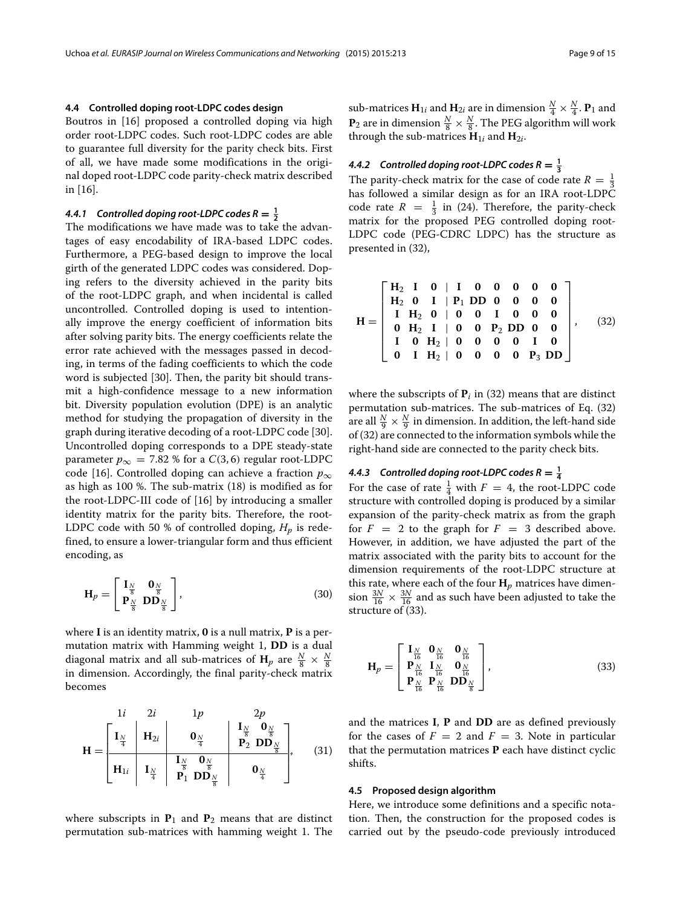### 4.4 Controlled doping root-LDPC codes design

Boutros in [16] proposed a controlled doping via high order root-LDPC codes. Such root-LDPC codes are able to guarantee full diversity for the parity check bits. First of all, we have made some modifications in the original doped root-LDPC code parity-check matrix described in [16].

#### 4.4.1 Controlled doping root-LDPC codes $R = \frac{1}{2}$

The modifications we have made was to take the advantages of easy encodability of IRA-based LDPC codes. Furthermore, a PEG-based design to improve the local girth of the generated LDPC codes was considered. Doping refers to the diversity achieved in the parity bits of the root-LDPC graph, and when incidental is called uncontrolled. Controlled doping is used to intentionally improve the energy coefficient of information bits after solving parity bits. The energy coefficients relate the error rate achieved with the messages passed in decoding, in terms of the fading coefficients to which the code word is subjected [30]. Then, the parity bit should transmit a high-confidence message to a new information bit. Diversity population evolution (DPE) is an analytic method for studying the propagation of diversity in the graph during iterative decoding of a root-LDPC code [30]. Uncontrolled doping corresponds to a DPE steady-state parameter $p_\infty = 7.82$ % for a $C(3, 6)$ regular root-LDPC code [16]. Controlled doping can achieve a fraction $p_\infty$ as high as 100 %. The sub-matrix (18) is modified as for the root-LDPC-III code of [16] by introducing a smaller identity matrix for the parity bits. Therefore, the root-LDPC code with 50 % of controlled doping, $H_p$ is redefined, to ensure a lower-triangular form and thus efficient encoding, as

$$\mathbf{H}_p = \begin{bmatrix} \mathbf{I}_{\frac{N}{8}} & \mathbf{0}_{\frac{N}{8}} \\ \mathbf{P}_{\frac{N}{8}} & \mathbf{DD}_{\frac{N}{8}} \end{bmatrix}, \tag{30}$$

where $\mathbf{I}$ is an identity matrix, $\mathbf{0}$ is a null matrix, $\mathbf{P}$ is a permutation matrix with Hamming weight 1, $\mathbf{DD}$ is a dual diagonal matrix and all sub-matrices of $H_p$ are $\frac{N}{8} \times \frac{N}{8}$ in dimension. Accordingly, the final parity-check matrix becomes

$$\mathbf{H} = \left[\begin{array}{c|c|c|c} 1i & 2i & 1p & 2p \\ \mathbf{I}_{\frac{N}{4}} & \mathbf{H}_{2i} & \mathbf{0}_{\frac{N}{4}} & \begin{matrix} \mathbf{I}_{\frac{N}{8}} & \mathbf{0}_{\frac{N}{8}} \\ \mathbf{P}_2 & \mathbf{DD}_{\frac{N}{8}} \end{matrix} \\ \hline \mathbf{H}_{1i} & \mathbf{I}_{\frac{N}{4}} & \begin{matrix} \mathbf{I}_{\frac{N}{8}} & \mathbf{0}_{\frac{N}{8}} \\ \mathbf{P}_1 & \mathbf{DD}_{\frac{N}{8}} \end{matrix} & \mathbf{0}_{\frac{N}{4}} \end{array}\right], \tag{31}$$

where subscripts in $\mathbf{P}_1$ and $\mathbf{P}_2$ means that are distinct permutation sub-matrices with hamming weight 1. The sub-matrices $\mathbf{H}_{1i}$ and $\mathbf{H}_{2i}$ are in dimension $\frac{N}{4} \times \frac{N}{4}$. $\mathbf{P}_1$ and $\mathbf{P}_2$ are in dimension $\frac{N}{8} \times \frac{N}{8}$. The PEG algorithm will work through the sub-matrices $\mathbf{H}_{1i}$ and $\mathbf{H}_{2i}$.

#### 4.4.2 Controlled doping root-LDPC codes $R = \frac{1}{3}$

The parity-check matrix for the case of code rate $R = \frac{1}{3}$ has followed a similar design as for an IRA root-LDPC code rate $R = \frac{1}{3}$ in (24). Therefore, the parity-check matrix for the proposed PEG controlled doping root-LDPC code (PEG-CDRC LDPC) has the structure as presented in (32),

$$\mathbf{H} = \left[\begin{array}{ccc|cccccc} \mathbf{H}_2 & \mathbf{I} & \mathbf{0} & \mathbf{I} & \mathbf{0} & \mathbf{0} & \mathbf{0} & \mathbf{0} & \mathbf{0} \\ \mathbf{H}_2 & \mathbf{0} & \mathbf{I} & \mathbf{P}_1 & \mathbf{DD} & \mathbf{0} & \mathbf{0} & \mathbf{0} & \mathbf{0} \\ \mathbf{I} & \mathbf{H}_2 & \mathbf{0} & \mathbf{0} & \mathbf{0} & \mathbf{I} & \mathbf{0} & \mathbf{0} & \mathbf{0} \\ \mathbf{0} & \mathbf{H}_2 & \mathbf{I} & \mathbf{0} & \mathbf{0} & \mathbf{P}_2 & \mathbf{DD} & \mathbf{0} & \mathbf{0} \\ \mathbf{I} & \mathbf{0} & \mathbf{H}_2 & \mathbf{0} & \mathbf{0} & \mathbf{0} & \mathbf{0} & \mathbf{I} & \mathbf{0} \\ \mathbf{0} & \mathbf{I} & \mathbf{H}_2 & \mathbf{0} & \mathbf{0} & \mathbf{0} & \mathbf{0} & \mathbf{P}_3 & \mathbf{DD} \end{array}\right], \tag{32}$$

where the subscripts of $\mathbf{P}_i$ in (32) means that are distinct permutation sub-matrices. The sub-matrices of Eq. (32) are all $\frac{N}{9} \times \frac{N}{9}$ in dimension. In addition, the left-hand side of (32) are connected to the information symbols while the right-hand side are connected to the parity check bits.

#### 4.4.3 Controlled doping root-LDPC codes $R = \frac{1}{4}$

For the case of rate $\frac{1}{4}$ with $F = 4$, the root-LDPC code structure with controlled doping is produced by a similar expansion of the parity-check matrix as from the graph for $F = 2$ to the graph for $F = 3$ described above. However, in addition, we have adjusted the part of the matrix associated with the parity bits to account for the dimension requirements of the root-LDPC structure at this rate, where each of the four $\mathbf{H}_p$ matrices have dimension $\frac{3N}{16} \times \frac{3N}{16}$ and as such have been adjusted to take the structure of (33).

$$\mathbf{H}_p = \begin{bmatrix} \mathbf{I}_{\frac{N}{16}} & \mathbf{0}_{\frac{N}{16}} & \mathbf{0}_{\frac{N}{16}} \\ \mathbf{P}_{\frac{N}{16}} & \mathbf{I}_{\frac{N}{16}} & \mathbf{0}_{\frac{N}{16}} \\ \mathbf{P}_{\frac{N}{16}} & \mathbf{P}_{\frac{N}{16}} & \mathbf{DD}_{\frac{N}{8}} \end{bmatrix}, \tag{33}$$

and the matrices $\mathbf{I}$, $\mathbf{P}$ and $\mathbf{DD}$ are as defined previously for the cases of $F = 2$ and $F = 3$. Note in particular that the permutation matrices $\mathbf{P}$ each have distinct cyclic shifts.

### 4.5 Proposed design algorithm

Here, we introduce some definitions and a specific notation. Then, the construction for the proposed codes is carried out by the pseudo-code previously introduced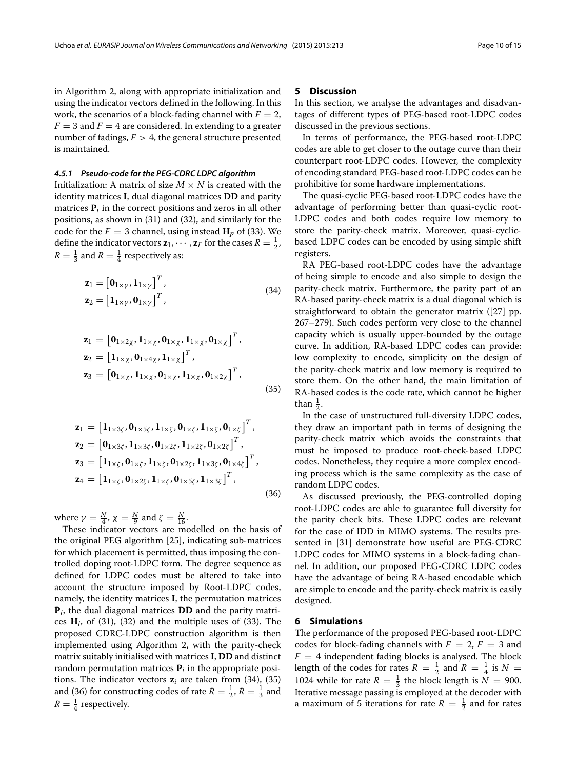in Algorithm 2, along with appropriate initialization and using the indicator vectors defined in the following. In this work, the scenarios of a block-fading channel with $F = 2$, $F = 3$ and $F = 4$ are considered. In extending to a greater number of fadings, $F > 4$, the general structure presented is maintained.

#### 4.5.1 Pseudo-code for the PEG-CDRC LDPC algorithm

Initialization: A matrix of size $M \times N$ is created with the identity matrices $\mathbf{I}$, dual diagonal matrices $\mathbf{DD}$ and parity matrices $\mathbf{P}_i$ in the correct positions and zeros in all other positions, as shown in (31) and (32), and similarly for the code for the $F = 3$ channel, using instead $\mathbf{H}_p$ of (33). We define the indicator vectors $\mathbf{z}_1, \cdots, \mathbf{z}_F$ for the cases $R = \frac{1}{2}$, $R = \frac{1}{3}$ and $R = \frac{1}{4}$ respectively as:

$$
\begin{aligned}
\mathbf{z}_1 &= \left[\mathbf{0}_{1\times\gamma}, \mathbf{1}_{1\times\gamma}\right]^T, \\
\mathbf{z}_2 &= \left[\mathbf{1}_{1\times\gamma}, \mathbf{0}_{1\times\gamma}\right]^T,
\end{aligned}
\tag{34}
$$

$$
\begin{aligned}
\mathbf{z}_1 &= \left[\mathbf{0}_{1\times 2\chi}, \mathbf{1}_{1\times\chi}, \mathbf{0}_{1\times\chi}, \mathbf{1}_{1\times\chi}, \mathbf{0}_{1\times\chi}\right]^T, \\
\mathbf{z}_2 &= \left[\mathbf{1}_{1\times\chi}, \mathbf{0}_{1\times 4\chi}, \mathbf{1}_{1\times\chi}\right]^T, \\
\mathbf{z}_3 &= \left[\mathbf{0}_{1\times\chi}, \mathbf{1}_{1\times\chi}, \mathbf{0}_{1\times\chi}, \mathbf{1}_{1\times\chi}, \mathbf{0}_{1\times 2\chi}\right]^T,
\end{aligned}
\tag{35}
$$

$$
\begin{aligned}
\mathbf{z}_1 &= \left[\mathbf{1}_{1\times 3\zeta}, \mathbf{0}_{1\times 5\zeta}, \mathbf{1}_{1\times\zeta}, \mathbf{0}_{1\times\zeta}, \mathbf{1}_{1\times\zeta}, \mathbf{0}_{1\times\zeta}\right]^T, \\
\mathbf{z}_2 &= \left[\mathbf{0}_{1\times 3\zeta}, \mathbf{1}_{1\times 3\zeta}, \mathbf{0}_{1\times 2\zeta}, \mathbf{1}_{1\times 2\zeta}, \mathbf{0}_{1\times 2\zeta}\right]^T, \\
\mathbf{z}_3 &= \left[\mathbf{1}_{1\times\zeta}, \mathbf{0}_{1\times\zeta}, \mathbf{1}_{1\times\zeta}, \mathbf{0}_{1\times 2\zeta}, \mathbf{1}_{1\times 3\zeta}, \mathbf{0}_{1\times 4\zeta}\right]^T, \\
\mathbf{z}_4 &= \left[\mathbf{1}_{1\times\zeta}, \mathbf{0}_{1\times 2\zeta}, \mathbf{1}_{1\times\zeta}, \mathbf{0}_{1\times 5\zeta}, \mathbf{1}_{1\times 3\zeta}\right]^T,
\end{aligned}
\tag{36}
$$

where $\gamma = \frac{N}{4}$, $\chi = \frac{N}{9}$ and $\zeta = \frac{N}{16}$.

These indicator vectors are modelled on the basis of the original PEG algorithm [25], indicating sub-matrices for which placement is permitted, thus imposing the controlled doping root-LDPC form. The degree sequence as defined for LDPC codes must be altered to take into account the structure imposed by Root-LDPC codes, namely, the identity matrices $\mathbf{I}$, the permutation matrices $\mathbf{P}_i$, the dual diagonal matrices $\mathbf{DD}$ and the parity matrices $\mathbf{H}_i$, of (31), (32) and the multiple uses of (33). The proposed CDRC-LDPC construction algorithm is then implemented using Algorithm 2, with the parity-check matrix suitably initialised with matrices $\mathbf{I}$, $\mathbf{DD}$ and distinct random permutation matrices $\mathbf{P}_i$ in the appropriate positions. The indicator vectors $\mathbf{z}_i$ are taken from (34), (35) and (36) for constructing codes of rate $R = \frac{1}{2}$, $R = \frac{1}{3}$ and $R = \frac{1}{4}$ respectively.

## 5 Discussion

In this section, we analyse the advantages and disadvantages of different types of PEG-based root-LDPC codes discussed in the previous sections.

In terms of performance, the PEG-based root-LDPC codes are able to get closer to the outage curve than their counterpart root-LDPC codes. However, the complexity of encoding standard PEG-based root-LDPC codes can be prohibitive for some hardware implementations.

The quasi-cyclic PEG-based root-LDPC codes have the advantage of performing better than quasi-cyclic root-LDPC codes and both codes require low memory to store the parity-check matrix. Moreover, quasi-cyclic-based LDPC codes can be encoded by using simple shift registers.

RA PEG-based root-LDPC codes have the advantage of being simple to encode and also simple to design the parity-check matrix. Furthermore, the parity part of an RA-based parity-check matrix is a dual diagonal which is straightforward to obtain the generator matrix ([27] pp. 267–279). Such codes perform very close to the channel capacity which is usually upper-bounded by the outage curve. In addition, RA-based LDPC codes can provide: low complexity to encode, simplicity on the design of the parity-check matrix and low memory is required to store them. On the other hand, the main limitation of RA-based codes is the code rate, which cannot be higher than $\frac{1}{2}$.

In the case of unstructured full-diversity LDPC codes, they draw an important path in terms of designing the parity-check matrix which avoids the constraints that must be imposed to produce root-check-based LDPC codes. Nonetheless, they require a more complex encoding process which is the same complexity as the case of random LDPC codes.

As discussed previously, the PEG-controlled doping root-LDPC codes are able to guarantee full diversity for the parity check bits. These LDPC codes are relevant for the case of IDD in MIMO systems. The results presented in [31] demonstrate how useful are PEG-CDRC LDPC codes for MIMO systems in a block-fading channel. In addition, our proposed PEG-CDRC LDPC codes have the advantage of being RA-based encodable which are simple to encode and the parity-check matrix is easily designed.

## 6 Simulations

The performance of the proposed PEG-based root-LDPC codes for block-fading channels with $F = 2$, $F = 3$ and $F = 4$ independent fading blocks is analysed. The block length of the codes for rates $R = \frac{1}{2}$ and $R = \frac{1}{4}$ is $N = 1024$ while for rate $R = \frac{1}{3}$ the block length is $N = 900$. Iterative message passing is employed at the decoder with a maximum of 5 iterations for rate $R = \frac{1}{2}$ and for rates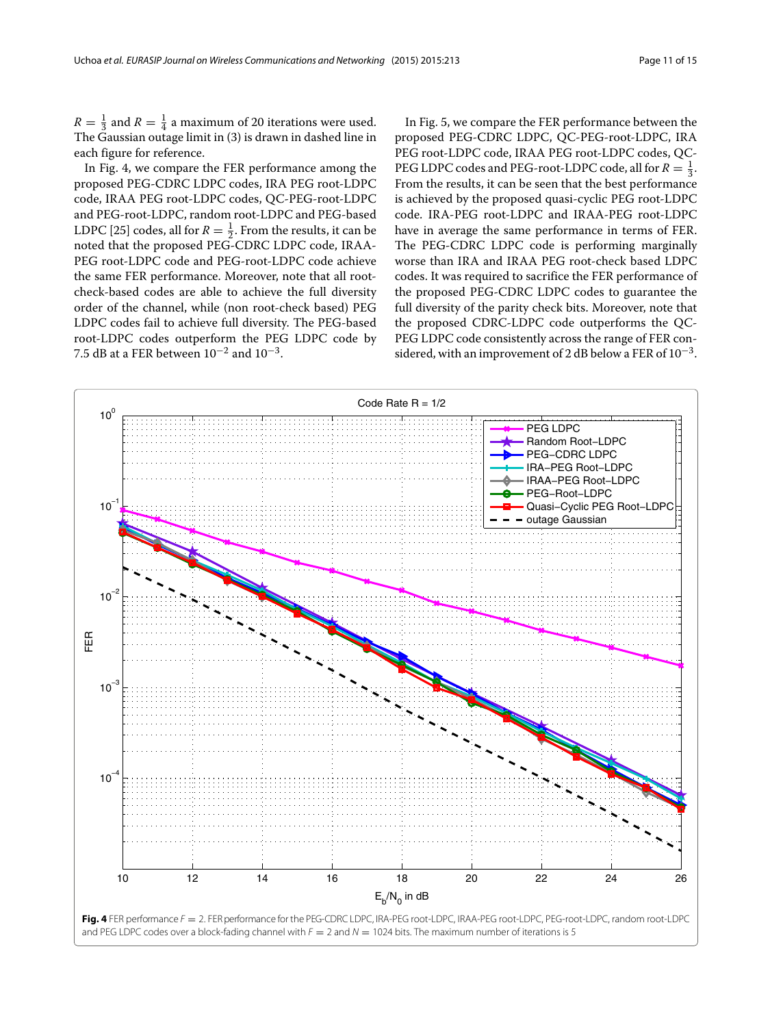$R = \frac{1}{3}$ and $R = \frac{1}{4}$ a maximum of 20 iterations were used. The Gaussian outage limit in (3) is drawn in dashed line in each figure for reference.

In Fig. 4, we compare the FER performance among the proposed PEG-CDRC LDPC codes, IRA PEG root-LDPC code, IRAA PEG root-LDPC codes, QC-PEG-root-LDPC and PEG-root-LDPC, random root-LDPC and PEG-based LDPC [25] codes, all for $R = \frac{1}{2}$. From the results, it can be noted that the proposed PEG-CDRC LDPC code, IRAA-PEG root-LDPC code and PEG-root-LDPC code achieve the same FER performance. Moreover, note that all root-check-based codes are able to achieve the full diversity order of the channel, while (non root-check based) PEG LDPC codes fail to achieve full diversity. The PEG-based root-LDPC codes outperform the PEG LDPC code by 7.5 dB at a FER between $10^{-2}$ and $10^{-3}$.

In Fig. 5, we compare the FER performance between the proposed PEG-CDRC LDPC, QC-PEG-root-LDPC, IRA PEG root-LDPC code, IRAA PEG root-LDPC codes, QC-PEG LDPC codes and PEG-root-LDPC code, all for $R = \frac{1}{3}$. From the results, it can be seen that the best performance is achieved by the proposed quasi-cyclic PEG root-LDPC code. IRA-PEG root-LDPC and IRAA-PEG root-LDPC have in average the same performance in terms of FER. The PEG-CDRC LDPC code is performing marginally worse than IRA and IRAA PEG root-check based LDPC codes. It was required to sacrifice the FER performance of the proposed PEG-CDRC LDPC codes to guarantee the full diversity of the parity check bits. Moreover, note that the proposed CDRC-LDPC code outperforms the QC-PEG LDPC code consistently across the range of FER considered, with an improvement of 2 dB below a FER of $10^{-3}$.

**Fig. 4** FER performance $F = 2$. FER performance for the PEG-CDRC LDPC, IRA-PEG root-LDPC, IRAA-PEG root-LDPC, PEG-root-LDPC, random root-LDPC and PEG LDPC codes over a block-fading channel with $F = 2$ and $N = 1024$ bits. The maximum number of iterations is 5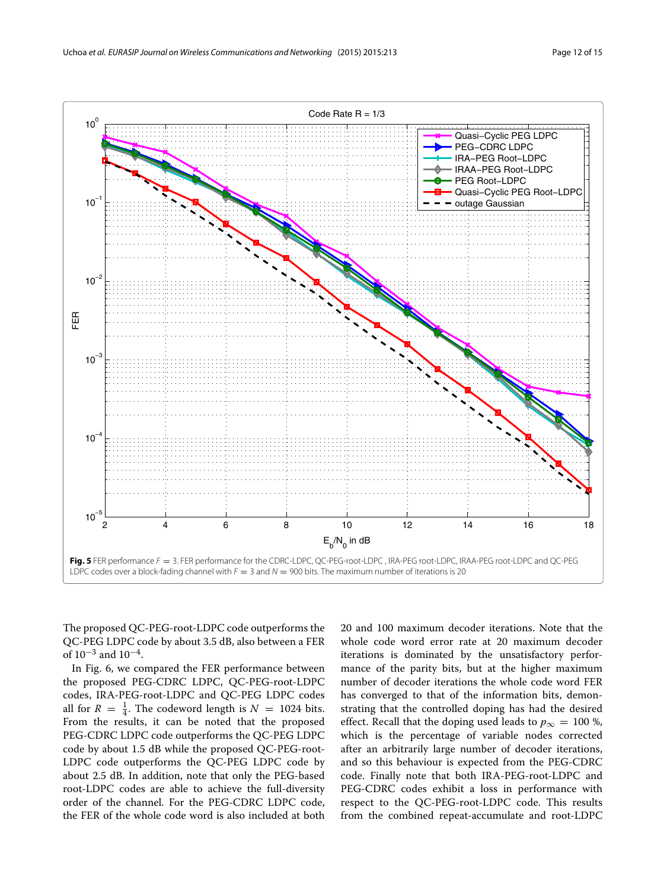**Fig. 5** FER performance $F = 3$. FER performance for the CDRC-LDPC, QC-PEG-root-LDPC , IRA-PEG root-LDPC, IRAA-PEG root-LDPC and QC-PEG LDPC codes over a block-fading channel with $F = 3$ and $N = 900$ bits. The maximum number of iterations is 20

The proposed QC-PEG-root-LDPC code outperforms the QC-PEG LDPC code by about 3.5 dB, also between a FER of $10^{-3}$ and $10^{-4}$.

In Fig. 6, we compared the FER performance between the proposed PEG-CDRC LDPC, QC-PEG-root-LDPC codes, IRA-PEG-root-LDPC and QC-PEG LDPC codes all for $R = \frac{1}{4}$. The codeword length is $N = 1024$ bits. From the results, it can be noted that the proposed PEG-CDRC LDPC code outperforms the QC-PEG LDPC code by about 1.5 dB while the proposed QC-PEG-root-LDPC code outperforms the QC-PEG LDPC code by about 2.5 dB. In addition, note that only the PEG-based root-LDPC codes are able to achieve the full-diversity order of the channel. For the PEG-CDRC LDPC code, the FER of the whole code word is also included at both 20 and 100 maximum decoder iterations. Note that the whole code word error rate at 20 maximum decoder iterations is dominated by the unsatisfactory performance of the parity bits, but at the higher maximum number of decoder iterations the whole code word FER has converged to that of the information bits, demonstrating that the controlled doping has had the desired effect. Recall that the doping used leads to $p_{\infty} = 100$ %, which is the percentage of variable nodes corrected after an arbitrarily large number of decoder iterations, and so this behaviour is expected from the PEG-CDRC code. Finally note that both IRA-PEG-root-LDPC and PEG-CDRC codes exhibit a loss in performance with respect to the QC-PEG-root-LDPC code. This results from the combined repeat-accumulate and root-LDPC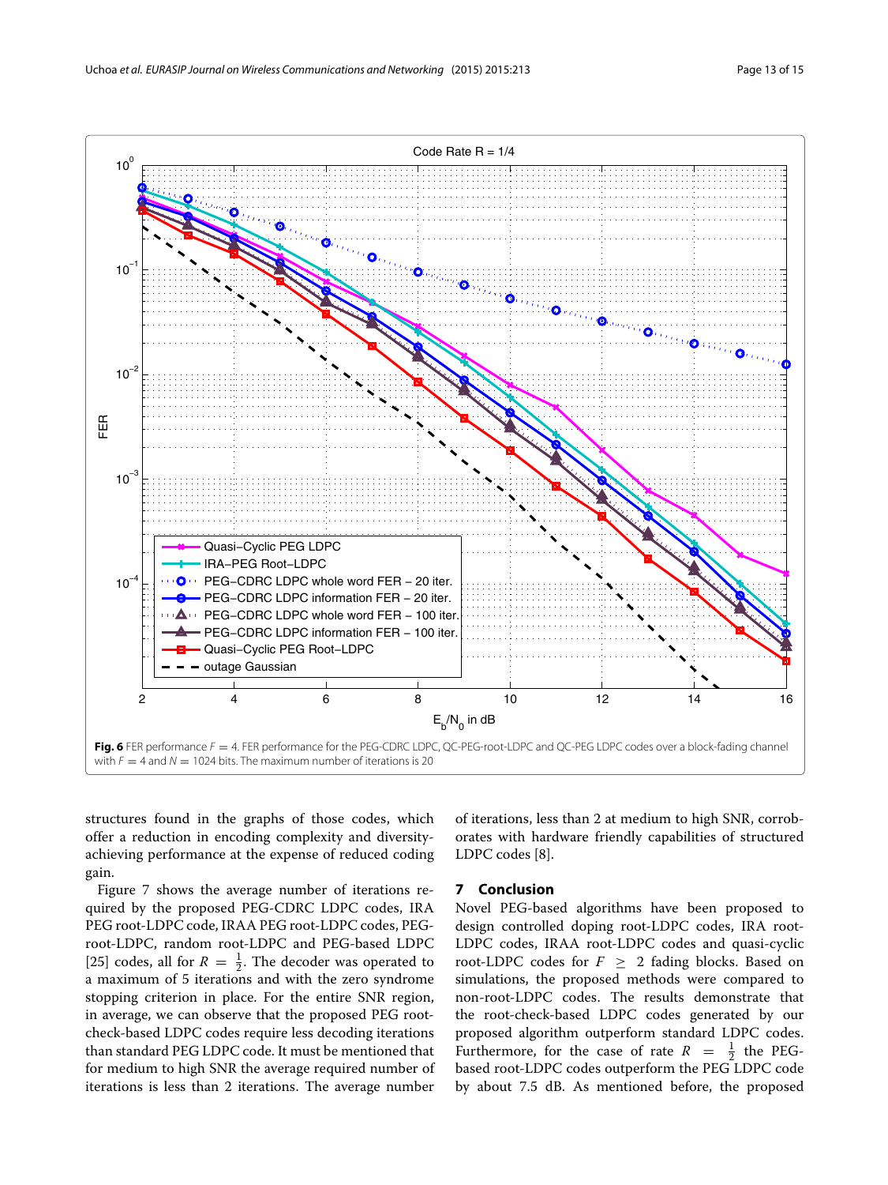**Fig. 6** FER performance $F = 4$. FER performance for the PEG-CDRC LDPC, QC-PEG-root-LDPC and QC-PEG LDPC codes over a block-fading channel with $F = 4$ and $N = 1024$ bits. The maximum number of iterations is 20

structures found in the graphs of those codes, which offer a reduction in encoding complexity and diversity-achieving performance at the expense of reduced coding gain.

Figure 7 shows the average number of iterations required by the proposed PEG-CDRC LDPC codes, IRA PEG root-LDPC code, IRAA PEG root-LDPC codes, PEG-root-LDPC, random root-LDPC and PEG-based LDPC [25] codes, all for $R = \frac{1}{2}$. The decoder was operated to a maximum of 5 iterations and with the zero syndrome stopping criterion in place. For the entire SNR region, in average, we can observe that the proposed PEG root-check-based LDPC codes require less decoding iterations than standard PEG LDPC code. It must be mentioned that for medium to high SNR the average required number of iterations is less than 2 iterations. The average number of iterations, less than 2 at medium to high SNR, corroborates with hardware friendly capabilities of structured LDPC codes [8].

## 7 Conclusion

Novel PEG-based algorithms have been proposed to design controlled doping root-LDPC codes, IRA root-LDPC codes, IRAA root-LDPC codes and quasi-cyclic root-LDPC codes for $F \geq 2$ fading blocks. Based on simulations, the proposed methods were compared to non-root-LDPC codes. The results demonstrate that the root-check-based LDPC codes generated by our proposed algorithm outperform standard LDPC codes. Furthermore, for the case of rate $R = \frac{1}{2}$ the PEG-based root-LDPC codes outperform the PEG LDPC code by about 7.5 dB. As mentioned before, the proposed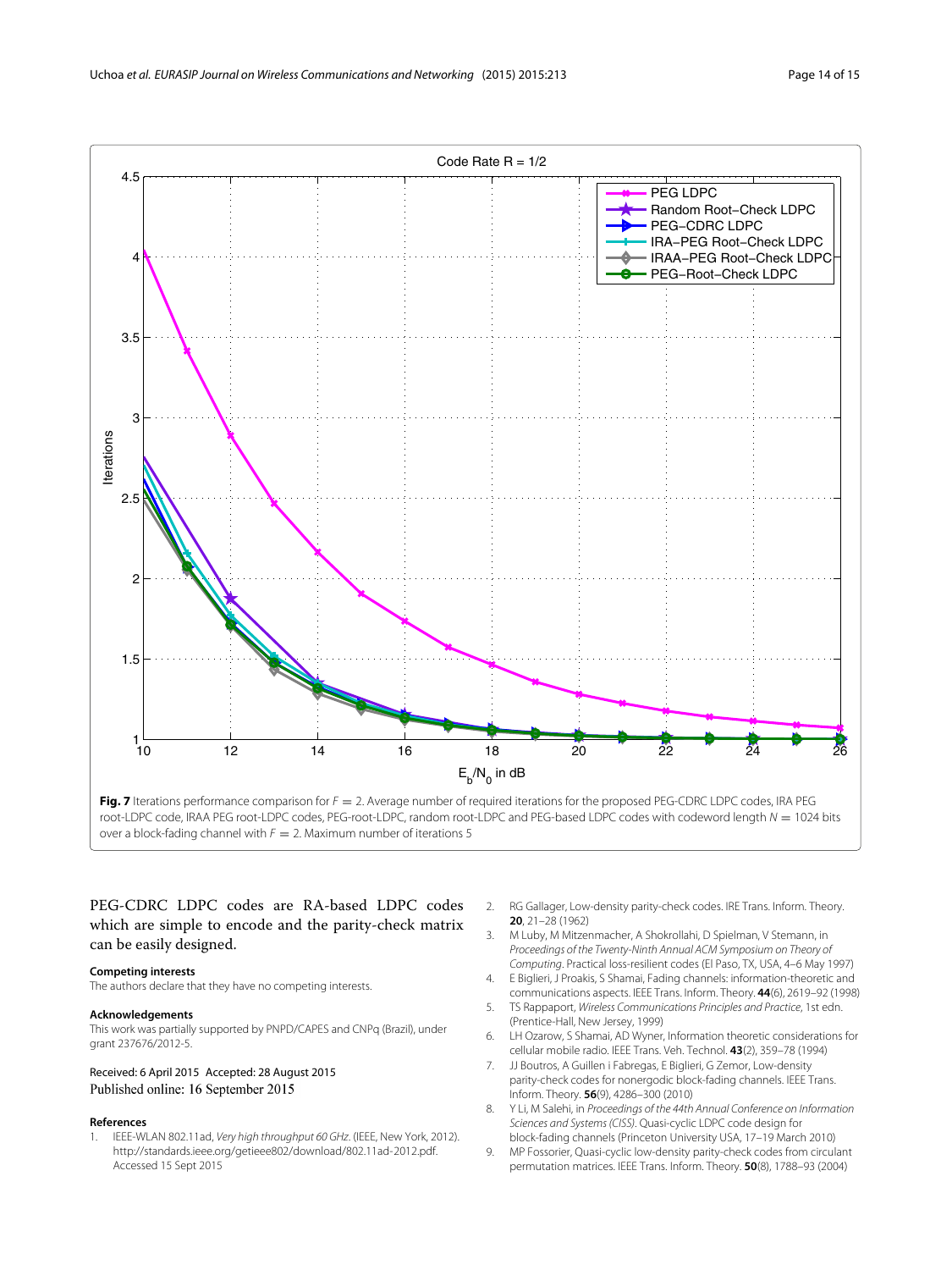**Fig. 7** Iterations performance comparison for $F = 2$. Average number of required iterations for the proposed PEG-CDRC LDPC codes, IRA PEG root-LDPC code, IRAA PEG root-LDPC codes, PEG-root-LDPC, random root-LDPC and PEG-based LDPC codes with codeword length $N = 1024$ bits over a block-fading channel with $F = 2$. Maximum number of iterations 5

PEG-CDRC LDPC codes are RA-based LDPC codes which are simple to encode and the parity-check matrix can be easily designed.

#### Competing interests

The authors declare that they have no competing interests.

#### Acknowledgements

This work was partially supported by PNPD/CAPES and CNPq (Brazil), under grant 237676/2012-5.

Received: 6 April 2015 Accepted: 28 August 2015
Published online: 16 September 2015

#### References

1. IEEE-WLAN 802.11ad, *Very high throughput 60 GHz*. (IEEE, New York, 2012). http://standards.ieee.org/getieee802/download/802.11ad-2012.pdf. Accessed 15 Sept 2015
2. RG Gallager, Low-density parity-check codes. IRE Trans. Inform. Theory. **20**, 21–28 (1962)
3. M Luby, M Mitzenmacher, A Shokrollahi, D Spielman, V Stemann, in *Proceedings of the Twenty-Ninth Annual ACM Symposium on Theory of Computing*. Practical loss-resilient codes (El Paso, TX, USA, 4–6 May 1997)
4. E Biglieri, J Proakis, S Shamai, Fading channels: information-theoretic and communications aspects. IEEE Trans. Inform. Theory. **44**(6), 2619–92 (1998)
5. TS Rappaport, *Wireless Communications Principles and Practice*, 1st edn. (Prentice-Hall, New Jersey, 1999)
6. LH Ozarow, S Shamai, AD Wyner, Information theoretic considerations for cellular mobile radio. IEEE Trans. Veh. Technol. **43**(2), 359–78 (1994)
7. JJ Boutros, A Guillen i Fabregas, E Biglieri, G Zemor, Low-density parity-check codes for nonergodic block-fading channels. IEEE Trans. Inform. Theory. **56**(9), 4286–300 (2010)
8. Y Li, M Salehi, in *Proceedings of the 44th Annual Conference on Information Sciences and Systems (CISS)*. Quasi-cyclic LDPC code design for block-fading channels (Princeton University USA, 17–19 March 2010)
9. MP Fossorier, Quasi-cyclic low-density parity-check codes from circulant permutation matrices. IEEE Trans. Inform. Theory. **50**(8), 1788–93 (2004)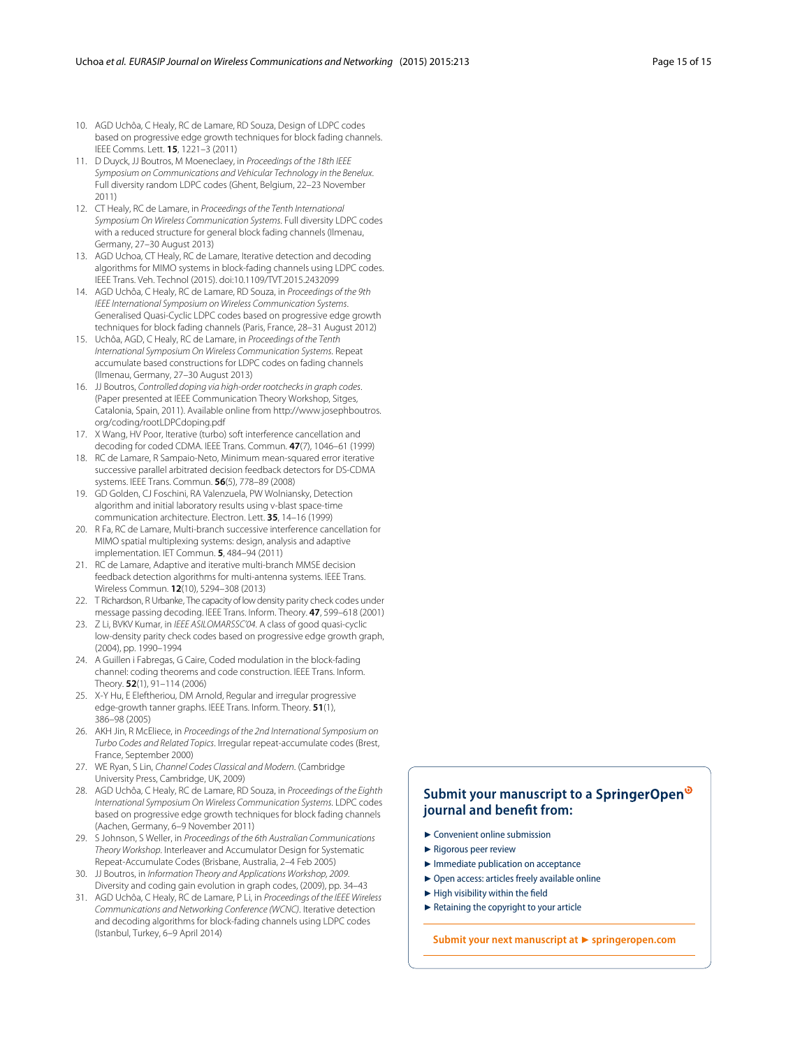10. AGD Uchôa, C Healy, RC de Lamare, RD Souza, Design of LDPC codes based on progressive edge growth techniques for block fading channels. IEEE Comms. Lett. **15**, 1221–3 (2011)
11. D Duyck, JJ Boutros, M Moeneclaey, in *Proceedings of the 18th IEEE Symposium on Communications and Vehicular Technology in the Benelux*. Full diversity random LDPC codes (Ghent, Belgium, 22–23 November 2011)
12. CT Healy, RC de Lamare, in *Proceedings of the Tenth International Symposium On Wireless Communication Systems*. Full diversity LDPC codes with a reduced structure for general block fading channels (Ilmenau, Germany, 27–30 August 2013)
13. AGD Uchoa, CT Healy, RC de Lamare, Iterative detection and decoding algorithms for MIMO systems in block-fading channels using LDPC codes. IEEE Trans. Veh. Technol (2015). doi:10.1109/TVT.2015.2432099
14. AGD Uchôa, C Healy, RC de Lamare, RD Souza, in *Proceedings of the 9th IEEE International Symposium on Wireless Communication Systems*. Generalised Quasi-Cyclic LDPC codes based on progressive edge growth techniques for block fading channels (Paris, France, 28–31 August 2012)
15. Uchôa, AGD, C Healy, RC de Lamare, in *Proceedings of the Tenth International Symposium On Wireless Communication Systems*. Repeat accumulate based constructions for LDPC codes on fading channels (Ilmenau, Germany, 27–30 August 2013)
16. JJ Boutros, *Controlled doping via high-order rootchecks in graph codes*. (Paper presented at IEEE Communication Theory Workshop, Sitges, Catalonia, Spain, 2011). Available online from http://www.josephboutros.org/coding/rootLDPCdoping.pdf
17. X Wang, HV Poor, Iterative (turbo) soft interference cancellation and decoding for coded CDMA. IEEE Trans. Commun. **47**(7), 1046–61 (1999)
18. RC de Lamare, R Sampaio-Neto, Minimum mean-squared error iterative successive parallel arbitrated decision feedback detectors for DS-CDMA systems. IEEE Trans. Commun. **56**(5), 778–89 (2008)
19. GD Golden, CJ Foschini, RA Valenzuela, PW Wolniansky, Detection algorithm and initial laboratory results using v-blast space-time communication architecture. Electron. Lett. **35**, 14–16 (1999)
20. R Fa, RC de Lamare, Multi-branch successive interference cancellation for MIMO spatial multiplexing systems: design, analysis and adaptive implementation. IET Commun. **5**, 484–94 (2011)
21. RC de Lamare, Adaptive and iterative multi-branch MMSE decision feedback detection algorithms for multi-antenna systems. IEEE Trans. Wireless Commun. **12**(10), 5294–308 (2013)
22. T Richardson, R Urbanke, The capacity of low density parity check codes under message passing decoding. IEEE Trans. Inform. Theory. **47**, 599–618 (2001)
23. Z Li, BVKV Kumar, in *IEEE ASILOMARSSC'04*. A class of good quasi-cyclic low-density parity check codes based on progressive edge growth graph, (2004), pp. 1990–1994
24. A Guillen i Fabregas, G Caire, Coded modulation in the block-fading channel: coding theorems and code construction. IEEE Trans. Inform. Theory. **52**(1), 91–114 (2006)
25. X-Y Hu, E Eleftheriou, DM Arnold, Regular and irregular progressive edge-growth tanner graphs. IEEE Trans. Inform. Theory. **51**(1), 386–98 (2005)
26. AKH Jin, R McEliece, in *Proceedings of the 2nd International Symposium on Turbo Codes and Related Topics*. Irregular repeat-accumulate codes (Brest, France, September 2000)
27. WE Ryan, S Lin, *Channel Codes Classical and Modern*. (Cambridge University Press, Cambridge, UK, 2009)
28. AGD Uchôa, C Healy, RC de Lamare, RD Souza, in *Proceedings of the Eighth International Symposium On Wireless Communication Systems*. LDPC codes based on progressive edge growth techniques for block fading channels (Aachen, Germany, 6–9 November 2011)
29. S Johnson, S Weller, in *Proceedings of the 6th Australian Communications Theory Workshop*. Interleaver and Accumulator Design for Systematic Repeat-Accumulate Codes (Brisbane, Australia, 2–4 Feb 2005)
30. JJ Boutros, in *Information Theory and Applications Workshop, 2009*. Diversity and coding gain evolution in graph codes, (2009), pp. 34–43
31. AGD Uchôa, C Healy, RC de Lamare, P Li, in *Proceedings of the IEEE Wireless Communications and Networking Conference (WCNC)*. Iterative detection and decoding algorithms for block-fading channels using LDPC codes (Istanbul, Turkey, 6–9 April 2014)

**Submit your manuscript to a SpringerOpen journal and benefit from:**

- ► Convenient online submission
- ► Rigorous peer review
- ► Immediate publication on acceptance
- ► Open access: articles freely available online
- ► High visibility within the field
- ► Retaining the copyright to your article

**Submit your next manuscript at ► springeropen.com**